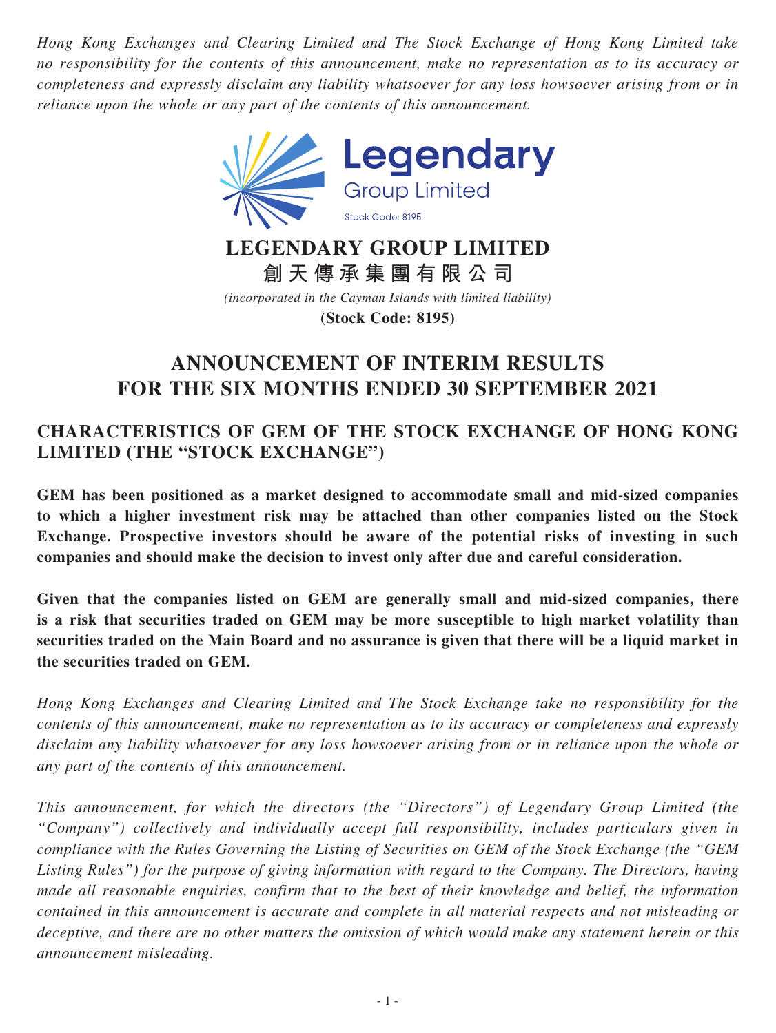*Hong Kong Exchanges and Clearing Limited and The Stock Exchange of Hong Kong Limited take no responsibility for the contents of this announcement, make no representation as to its accuracy or completeness and expressly disclaim any liability whatsoever for any loss howsoever arising from or in reliance upon the whole or any part of the contents of this announcement.*

Legendary
Group Limited
Stock Code: 8195

# LEGENDARY GROUP LIMITED
# 創天傳承集團有限公司

*(incorporated in the Cayman Islands with limited liability)*

**(Stock Code: 8195)**

# ANNOUNCEMENT OF INTERIM RESULTS FOR THE SIX MONTHS ENDED 30 SEPTEMBER 2021

## CHARACTERISTICS OF GEM OF THE STOCK EXCHANGE OF HONG KONG LIMITED (THE "STOCK EXCHANGE")

**GEM has been positioned as a market designed to accommodate small and mid-sized companies to which a higher investment risk may be attached than other companies listed on the Stock Exchange. Prospective investors should be aware of the potential risks of investing in such companies and should make the decision to invest only after due and careful consideration.**

**Given that the companies listed on GEM are generally small and mid-sized companies, there is a risk that securities traded on GEM may be more susceptible to high market volatility than securities traded on the Main Board and no assurance is given that there will be a liquid market in the securities traded on GEM.**

*Hong Kong Exchanges and Clearing Limited and The Stock Exchange take no responsibility for the contents of this announcement, make no representation as to its accuracy or completeness and expressly disclaim any liability whatsoever for any loss howsoever arising from or in reliance upon the whole or any part of the contents of this announcement.*

*This announcement, for which the directors (the "Directors") of Legendary Group Limited (the "Company") collectively and individually accept full responsibility, includes particulars given in compliance with the Rules Governing the Listing of Securities on GEM of the Stock Exchange (the "GEM Listing Rules") for the purpose of giving information with regard to the Company. The Directors, having made all reasonable enquiries, confirm that to the best of their knowledge and belief, the information contained in this announcement is accurate and complete in all material respects and not misleading or deceptive, and there are no other matters the omission of which would make any statement herein or this announcement misleading.*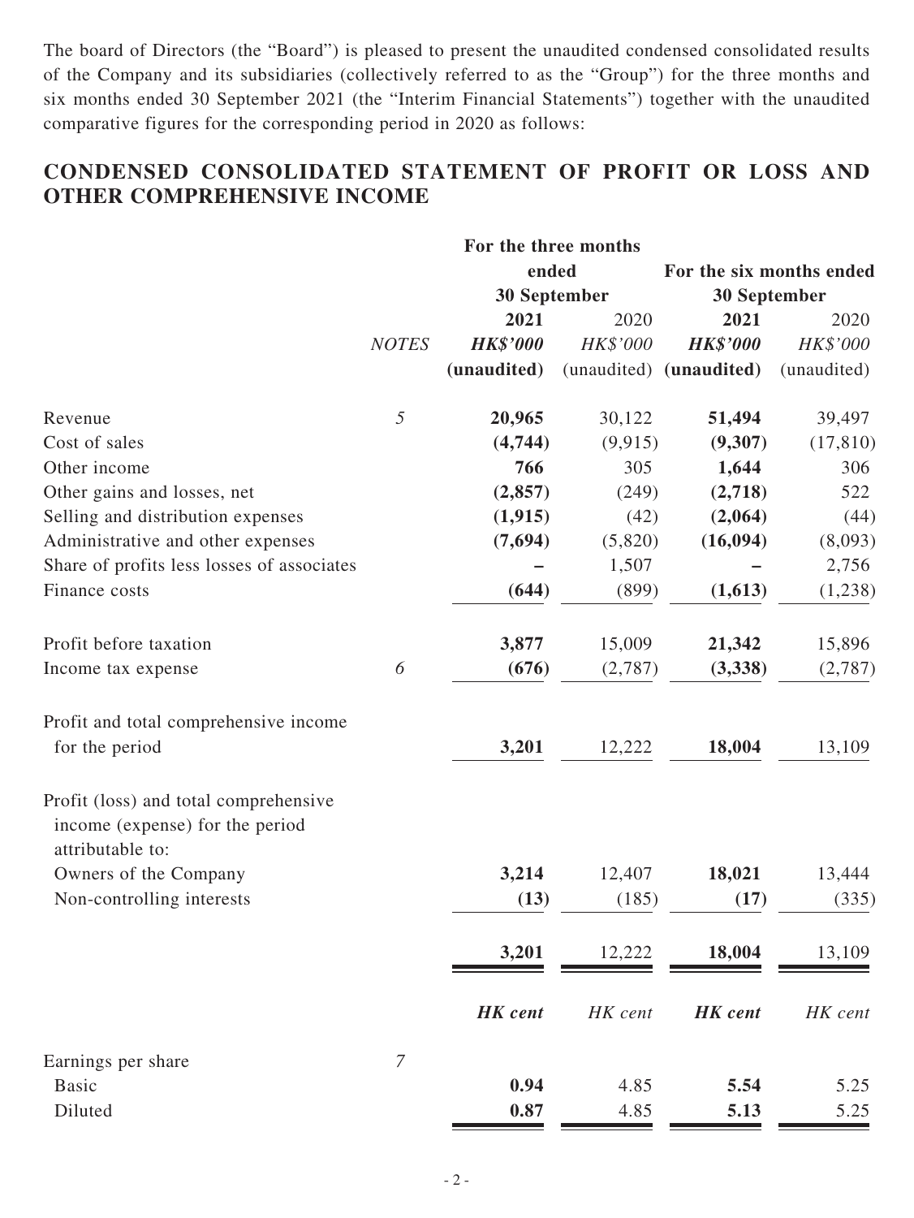The board of Directors (the "Board") is pleased to present the unaudited condensed consolidated results of the Company and its subsidiaries (collectively referred to as the "Group") for the three months and six months ended 30 September 2021 (the "Interim Financial Statements") together with the unaudited comparative figures for the corresponding period in 2020 as follows:

## CONDENSED CONSOLIDATED STATEMENT OF PROFIT OR LOSS AND OTHER COMPREHENSIVE INCOME

| | | For the three months ended 30 September | | For the six months ended 30 September | |
|---|---|---|---|---|---|
| | | **2021** | 2020 | **2021** | 2020 |
| | *NOTES* | ***HK$'000*** | *HK$'000* | ***HK$'000*** | *HK$'000* |
| | | **(unaudited)** | (unaudited) | **(unaudited)** | (unaudited) |
| Revenue | *5* | **20,965** | 30,122 | **51,494** | 39,497 |
| Cost of sales | | **(4,744)** | (9,915) | **(9,307)** | (17,810) |
| Other income | | **766** | 305 | **1,644** | 306 |
| Other gains and losses, net | | **(2,857)** | (249) | **(2,718)** | 522 |
| Selling and distribution expenses | | **(1,915)** | (42) | **(2,064)** | (44) |
| Administrative and other expenses | | **(7,694)** | (5,820) | **(16,094)** | (8,093) |
| Share of profits less losses of associates | | **–** | 1,507 | **–** | 2,756 |
| Finance costs | | **(644)** | (899) | **(1,613)** | (1,238) |
| Profit before taxation | | **3,877** | 15,009 | **21,342** | 15,896 |
| Income tax expense | *6* | **(676)** | (2,787) | **(3,338)** | (2,787) |
| Profit and total comprehensive income for the period | | **3,201** | 12,222 | **18,004** | 13,109 |
| Profit (loss) and total comprehensive income (expense) for the period attributable to: | | | | | |
| Owners of the Company | | **3,214** | 12,407 | **18,021** | 13,444 |
| Non-controlling interests | | **(13)** | (185) | **(17)** | (335) |
| | | **3,201** | 12,222 | **18,004** | 13,109 |
| | | ***HK cent*** | *HK cent* | ***HK cent*** | *HK cent* |
| Earnings per share | *7* | | | | |
| Basic | | **0.94** | 4.85 | **5.54** | 5.25 |
| Diluted | | **0.87** | 4.85 | **5.13** | 5.25 |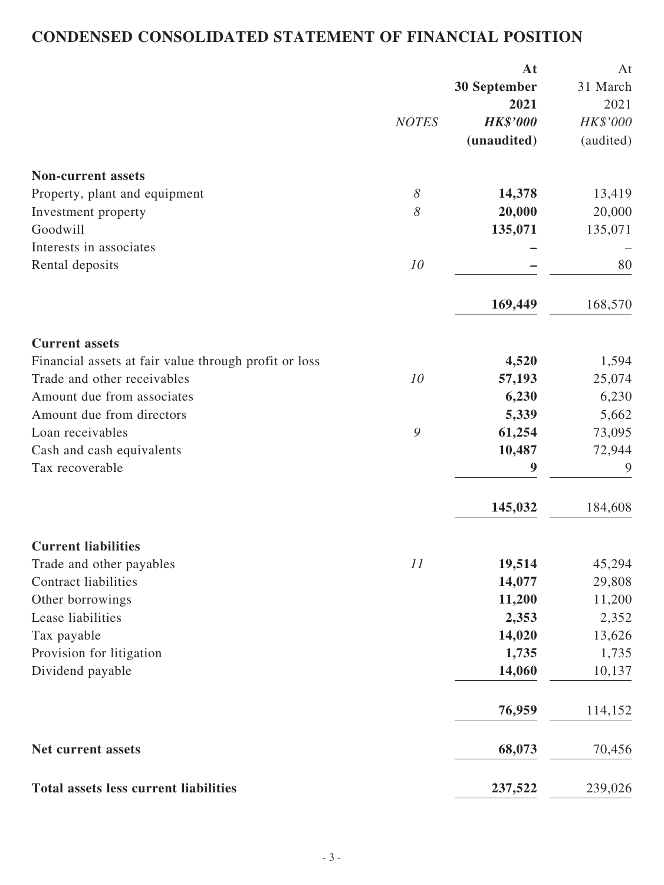# CONDENSED CONSOLIDATED STATEMENT OF FINANCIAL POSITION

| | NOTES | At 30 September 2021 HK$'000 (unaudited) | At 31 March 2021 HK$'000 (audited) |
|---|---|---|---|
| **Non-current assets** | | | |
| Property, plant and equipment | 8 | **14,378** | 13,419 |
| Investment property | 8 | **20,000** | 20,000 |
| Goodwill | | **135,071** | 135,071 |
| Interests in associates | | **–** | – |
| Rental deposits | 10 | **–** | 80 |
| | | **169,449** | 168,570 |
| **Current assets** | | | |
| Financial assets at fair value through profit or loss | | **4,520** | 1,594 |
| Trade and other receivables | 10 | **57,193** | 25,074 |
| Amount due from associates | | **6,230** | 6,230 |
| Amount due from directors | | **5,339** | 5,662 |
| Loan receivables | 9 | **61,254** | 73,095 |
| Cash and cash equivalents | | **10,487** | 72,944 |
| Tax recoverable | | **9** | 9 |
| | | **145,032** | 184,608 |
| **Current liabilities** | | | |
| Trade and other payables | 11 | **19,514** | 45,294 |
| Contract liabilities | | **14,077** | 29,808 |
| Other borrowings | | **11,200** | 11,200 |
| Lease liabilities | | **2,353** | 2,352 |
| Tax payable | | **14,020** | 13,626 |
| Provision for litigation | | **1,735** | 1,735 |
| Dividend payable | | **14,060** | 10,137 |
| | | **76,959** | 114,152 |
| **Net current assets** | | **68,073** | 70,456 |
| **Total assets less current liabilities** | | **237,522** | 239,026 |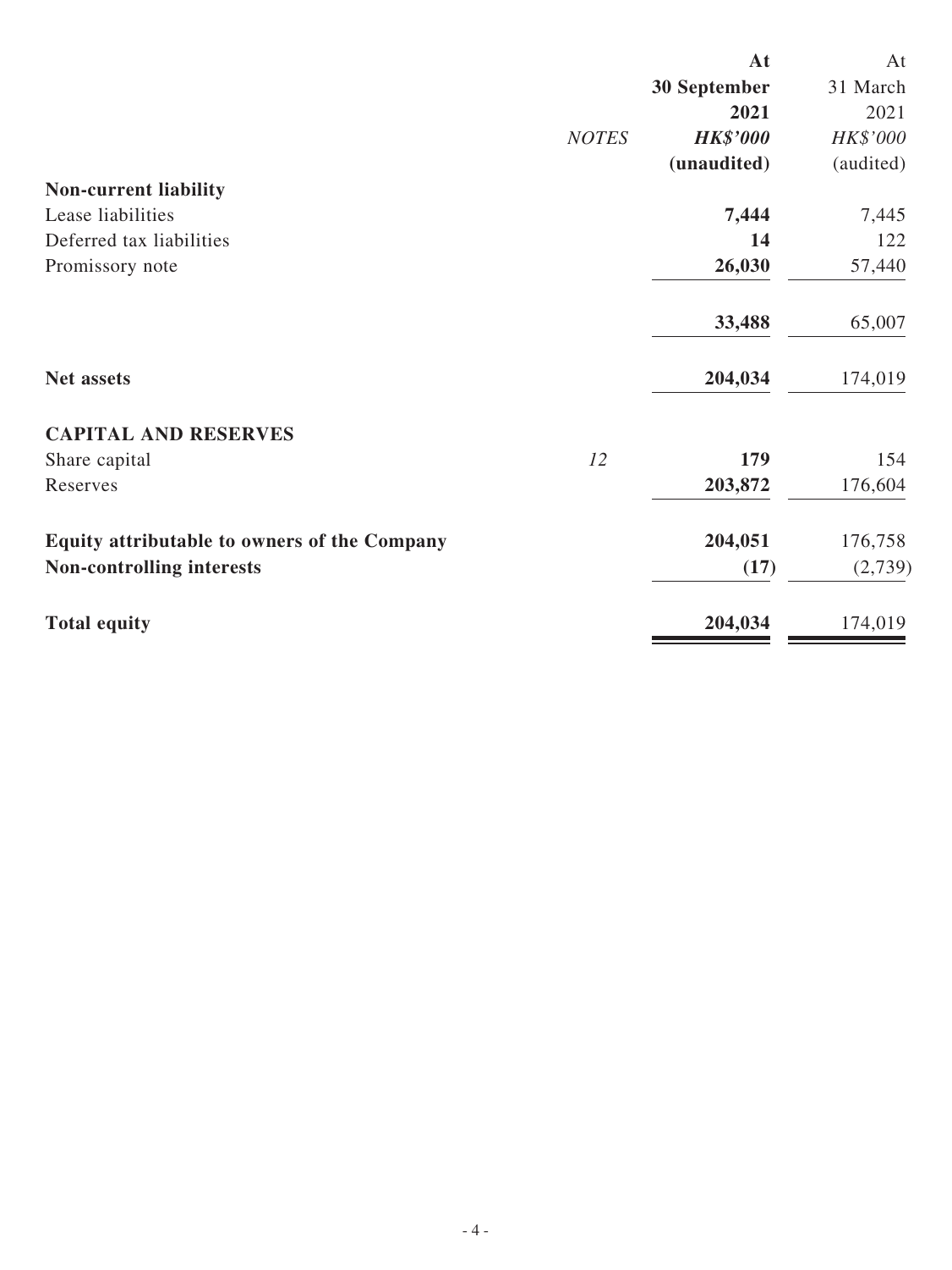| | NOTES | At 30 September 2021 HK$'000 (unaudited) | At 31 March 2021 HK$'000 (audited) |
|---|---|---|---|
| **Non-current liability** | | | |
| Lease liabilities | | **7,444** | 7,445 |
| Deferred tax liabilities | | **14** | 122 |
| Promissory note | | **26,030** | 57,440 |
| | | **33,488** | 65,007 |
| **Net assets** | | **204,034** | 174,019 |
| **CAPITAL AND RESERVES** | | | |
| Share capital | *12* | **179** | 154 |
| Reserves | | **203,872** | 176,604 |
| **Equity attributable to owners of the Company** | | **204,051** | 176,758 |
| **Non-controlling interests** | | **(17)** | (2,739) |
| **Total equity** | | **204,034** | 174,019 |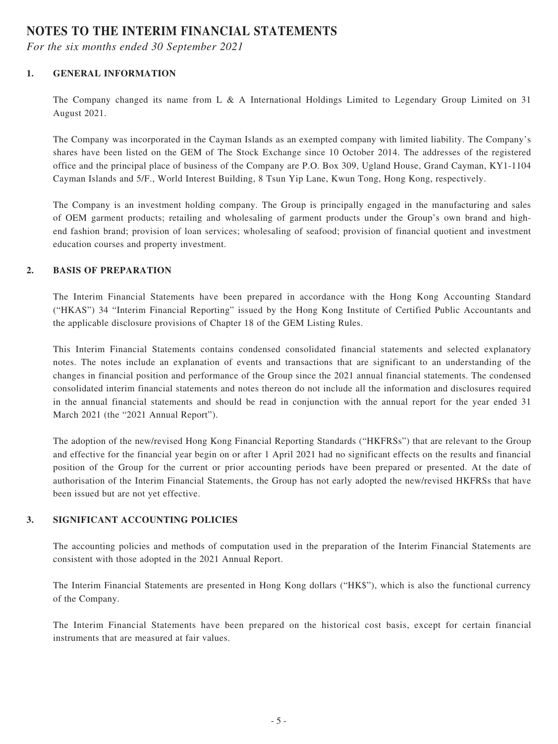# NOTES TO THE INTERIM FINANCIAL STATEMENTS

*For the six months ended 30 September 2021*

## 1. GENERAL INFORMATION

The Company changed its name from L & A International Holdings Limited to Legendary Group Limited on 31 August 2021.

The Company was incorporated in the Cayman Islands as an exempted company with limited liability. The Company's shares have been listed on the GEM of The Stock Exchange since 10 October 2014. The addresses of the registered office and the principal place of business of the Company are P.O. Box 309, Ugland House, Grand Cayman, KY1-1104 Cayman Islands and 5/F., World Interest Building, 8 Tsun Yip Lane, Kwun Tong, Hong Kong, respectively.

The Company is an investment holding company. The Group is principally engaged in the manufacturing and sales of OEM garment products; retailing and wholesaling of garment products under the Group's own brand and high-end fashion brand; provision of loan services; wholesaling of seafood; provision of financial quotient and investment education courses and property investment.

## 2. BASIS OF PREPARATION

The Interim Financial Statements have been prepared in accordance with the Hong Kong Accounting Standard ("HKAS") 34 "Interim Financial Reporting" issued by the Hong Kong Institute of Certified Public Accountants and the applicable disclosure provisions of Chapter 18 of the GEM Listing Rules.

This Interim Financial Statements contains condensed consolidated financial statements and selected explanatory notes. The notes include an explanation of events and transactions that are significant to an understanding of the changes in financial position and performance of the Group since the 2021 annual financial statements. The condensed consolidated interim financial statements and notes thereon do not include all the information and disclosures required in the annual financial statements and should be read in conjunction with the annual report for the year ended 31 March 2021 (the "2021 Annual Report").

The adoption of the new/revised Hong Kong Financial Reporting Standards ("HKFRSs") that are relevant to the Group and effective for the financial year begin on or after 1 April 2021 had no significant effects on the results and financial position of the Group for the current or prior accounting periods have been prepared or presented. At the date of authorisation of the Interim Financial Statements, the Group has not early adopted the new/revised HKFRSs that have been issued but are not yet effective.

## 3. SIGNIFICANT ACCOUNTING POLICIES

The accounting policies and methods of computation used in the preparation of the Interim Financial Statements are consistent with those adopted in the 2021 Annual Report.

The Interim Financial Statements are presented in Hong Kong dollars ("HK$"), which is also the functional currency of the Company.

The Interim Financial Statements have been prepared on the historical cost basis, except for certain financial instruments that are measured at fair values.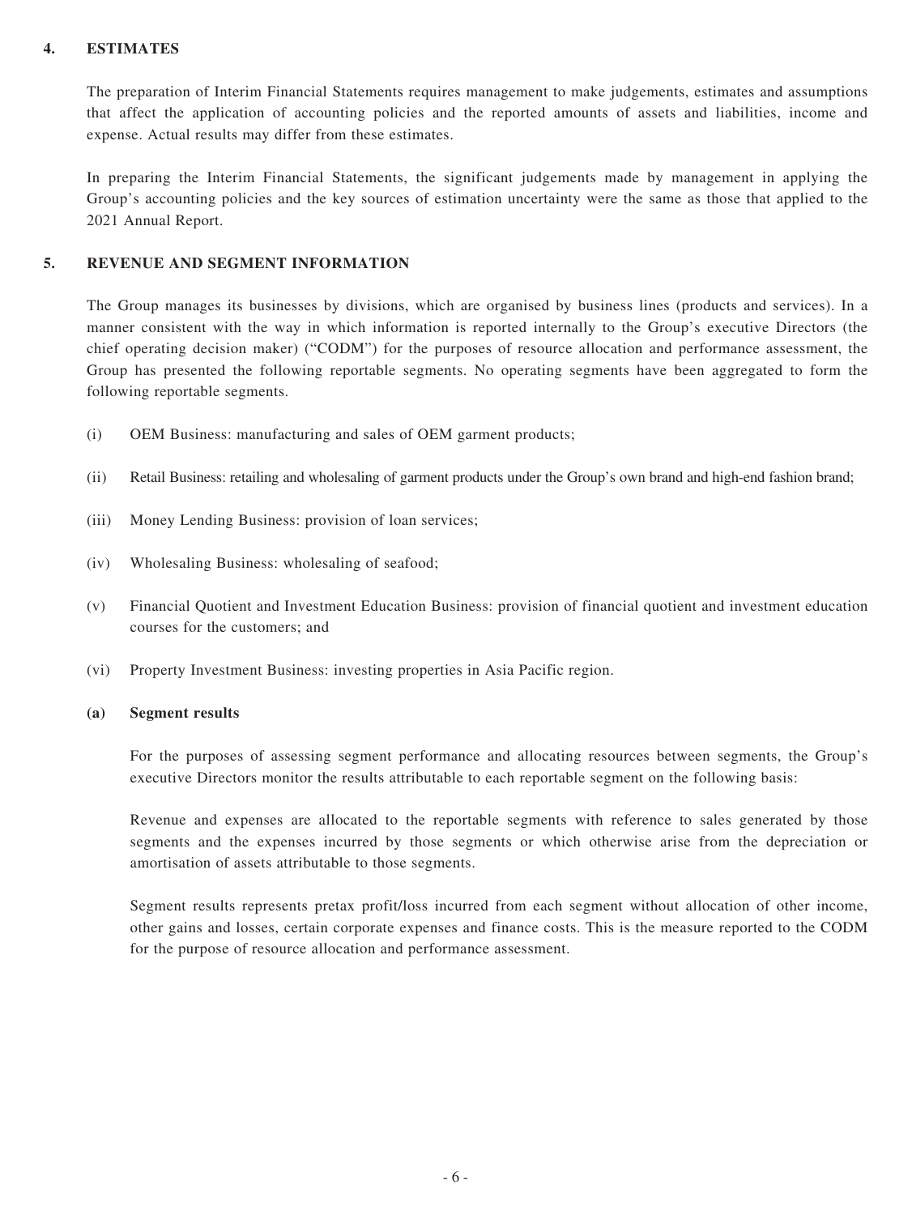## 4. ESTIMATES

The preparation of Interim Financial Statements requires management to make judgements, estimates and assumptions that affect the application of accounting policies and the reported amounts of assets and liabilities, income and expense. Actual results may differ from these estimates.

In preparing the Interim Financial Statements, the significant judgements made by management in applying the Group's accounting policies and the key sources of estimation uncertainty were the same as those that applied to the 2021 Annual Report.

## 5. REVENUE AND SEGMENT INFORMATION

The Group manages its businesses by divisions, which are organised by business lines (products and services). In a manner consistent with the way in which information is reported internally to the Group's executive Directors (the chief operating decision maker) ("CODM") for the purposes of resource allocation and performance assessment, the Group has presented the following reportable segments. No operating segments have been aggregated to form the following reportable segments.

(i) OEM Business: manufacturing and sales of OEM garment products;

(ii) Retail Business: retailing and wholesaling of garment products under the Group's own brand and high-end fashion brand;

(iii) Money Lending Business: provision of loan services;

(iv) Wholesaling Business: wholesaling of seafood;

(v) Financial Quotient and Investment Education Business: provision of financial quotient and investment education courses for the customers; and

(vi) Property Investment Business: investing properties in Asia Pacific region.

### (a) Segment results

For the purposes of assessing segment performance and allocating resources between segments, the Group's executive Directors monitor the results attributable to each reportable segment on the following basis:

Revenue and expenses are allocated to the reportable segments with reference to sales generated by those segments and the expenses incurred by those segments or which otherwise arise from the depreciation or amortisation of assets attributable to those segments.

Segment results represents pretax profit/loss incurred from each segment without allocation of other income, other gains and losses, certain corporate expenses and finance costs. This is the measure reported to the CODM for the purpose of resource allocation and performance assessment.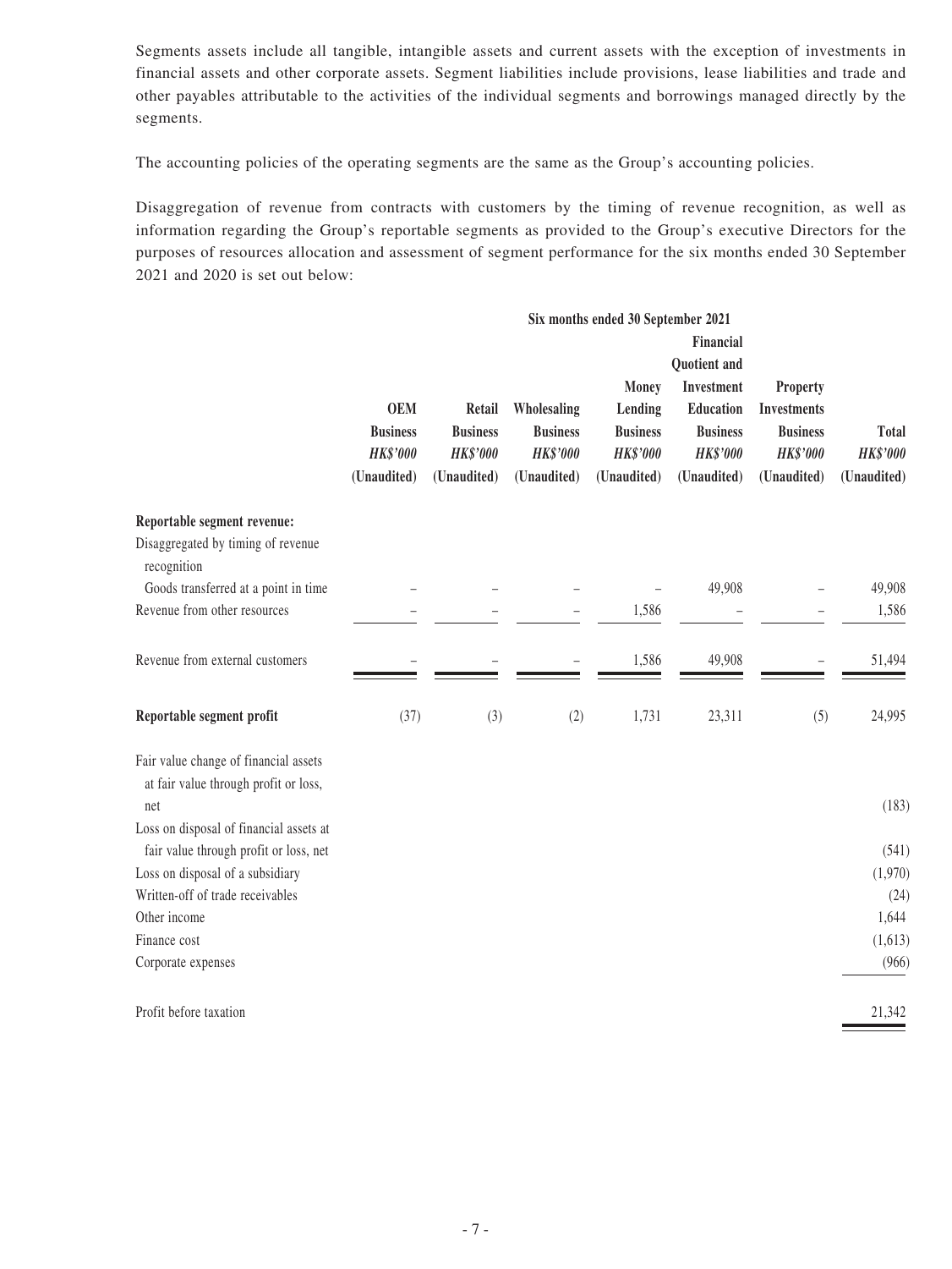Segments assets include all tangible, intangible assets and current assets with the exception of investments in financial assets and other corporate assets. Segment liabilities include provisions, lease liabilities and trade and other payables attributable to the activities of the individual segments and borrowings managed directly by the segments.

The accounting policies of the operating segments are the same as the Group's accounting policies.

Disaggregation of revenue from contracts with customers by the timing of revenue recognition, as well as information regarding the Group's reportable segments as provided to the Group's executive Directors for the purposes of resources allocation and assessment of segment performance for the six months ended 30 September 2021 and 2020 is set out below:

| | Six months ended 30 September 2021 | | | | | | |
|---|---|---|---|---|---|---|---|
| | **OEM Business** *HK$'000* (Unaudited) | **Retail Business** *HK$'000* (Unaudited) | **Wholesaling Business** *HK$'000* (Unaudited) | **Money Lending Business** *HK$'000* (Unaudited) | **Financial Quotient and Investment Education Business** *HK$'000* (Unaudited) | **Property Investments Business** *HK$'000* (Unaudited) | **Total** *HK$'000* (Unaudited) |
| **Reportable segment revenue:** | | | | | | | |
| Disaggregated by timing of revenue recognition | | | | | | | |
| Goods transferred at a point in time | – | – | – | – | 49,908 | – | 49,908 |
| Revenue from other resources | – | – | – | 1,586 | – | – | 1,586 |
| Revenue from external customers | – | – | – | 1,586 | 49,908 | – | 51,494 |
| **Reportable segment profit** | (37) | (3) | (2) | 1,731 | 23,311 | (5) | 24,995 |
| Fair value change of financial assets at fair value through profit or loss, net | | | | | | | (183) |
| Loss on disposal of financial assets at fair value through profit or loss, net | | | | | | | (541) |
| Loss on disposal of a subsidiary | | | | | | | (1,970) |
| Written-off of trade receivables | | | | | | | (24) |
| Other income | | | | | | | 1,644 |
| Finance cost | | | | | | | (1,613) |
| Corporate expenses | | | | | | | (966) |
| Profit before taxation | | | | | | | 21,342 |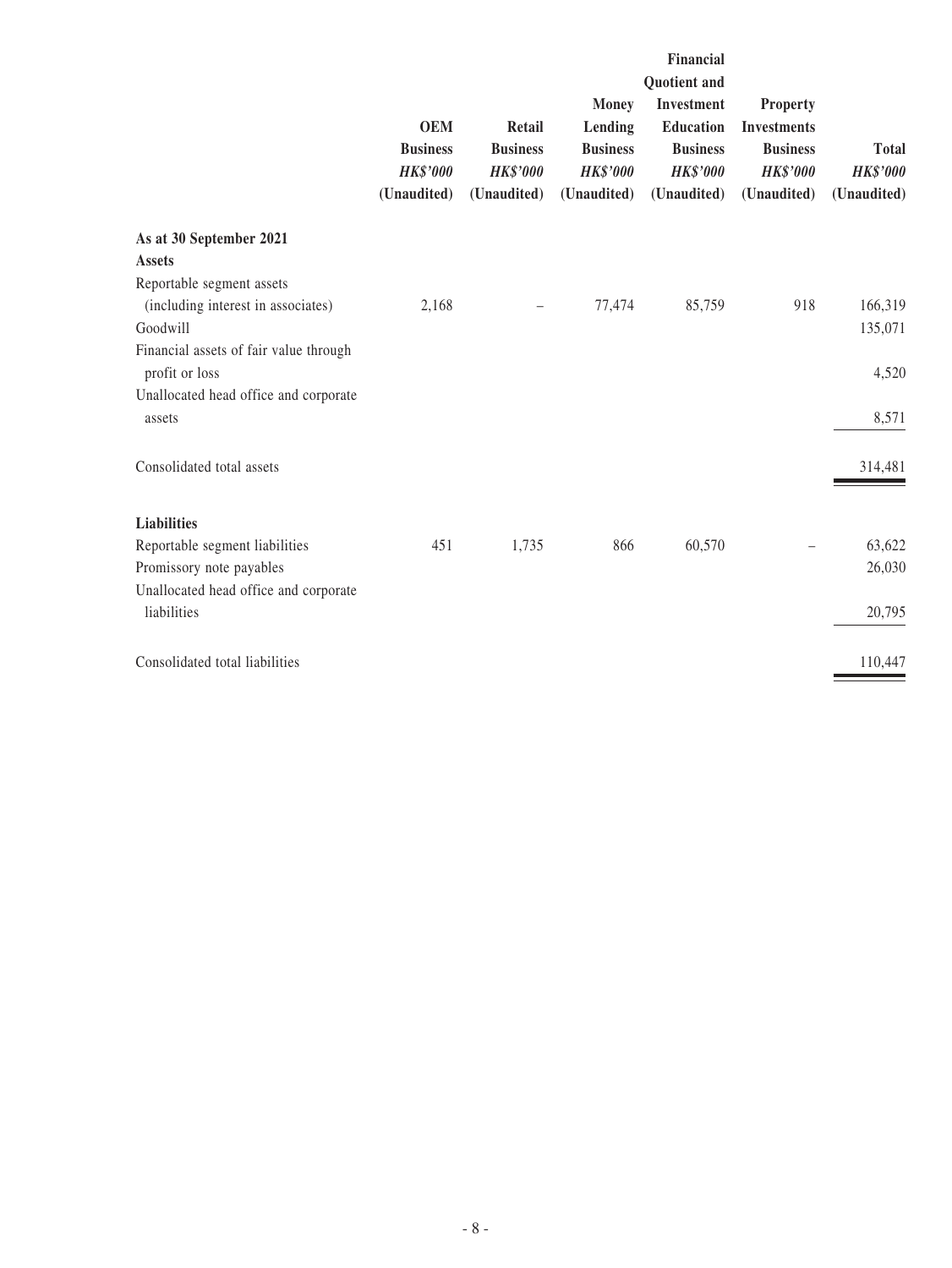| | OEM Business *HK$'000* (Unaudited) | Retail Business *HK$'000* (Unaudited) | Money Lending Business *HK$'000* (Unaudited) | Financial Quotient and Investment Education Business *HK$'000* (Unaudited) | Property Investments Business *HK$'000* (Unaudited) | Total *HK$'000* (Unaudited) |
|---|---|---|---|---|---|---|
| **As at 30 September 2021** | | | | | | |
| **Assets** | | | | | | |
| Reportable segment assets (including interest in associates) | 2,168 | – | 77,474 | 85,759 | 918 | 166,319 |
| Goodwill | | | | | | 135,071 |
| Financial assets of fair value through profit or loss | | | | | | 4,520 |
| Unallocated head office and corporate assets | | | | | | 8,571 |
| Consolidated total assets | | | | | | 314,481 |
| **Liabilities** | | | | | | |
| Reportable segment liabilities | 451 | 1,735 | 866 | 60,570 | – | 63,622 |
| Promissory note payables | | | | | | 26,030 |
| Unallocated head office and corporate liabilities | | | | | | 20,795 |
| Consolidated total liabilities | | | | | | 110,447 |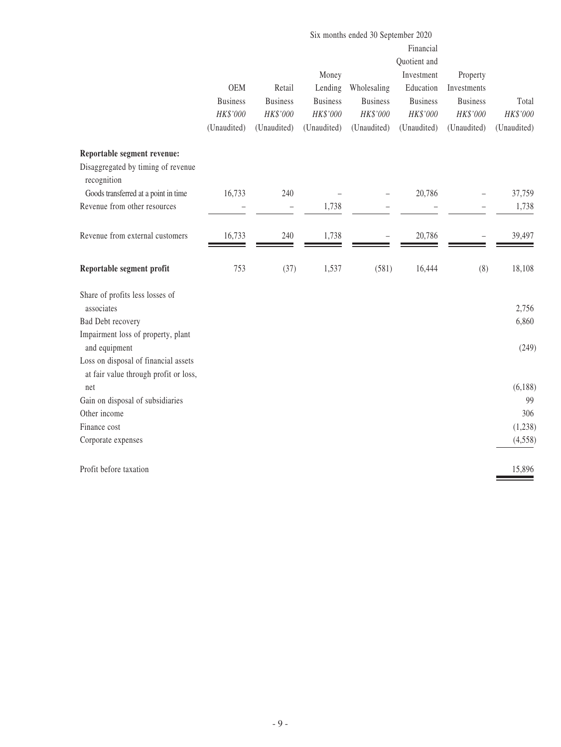| | Six months ended 30 September 2020 | | | | | | |
|---|---|---|---|---|---|---|---|
| | OEM Business | Retail Business | Money Lending Business | Wholesaling Business | Financial Quotient and Investment Education Business | Property Investments Business | Total |
| | *HK$'000* | *HK$'000* | *HK$'000* | *HK$'000* | *HK$'000* | *HK$'000* | *HK$'000* |
| | (Unaudited) | (Unaudited) | (Unaudited) | (Unaudited) | (Unaudited) | (Unaudited) | (Unaudited) |
| **Reportable segment revenue:** | | | | | | | |
| Disaggregated by timing of revenue recognition | | | | | | | |
| Goods transferred at a point in time | 16,733 | 240 | – | – | 20,786 | – | 37,759 |
| Revenue from other resources | – | – | 1,738 | – | – | – | 1,738 |
| Revenue from external customers | 16,733 | 240 | 1,738 | – | 20,786 | – | 39,497 |
| **Reportable segment profit** | 753 | (37) | 1,537 | (581) | 16,444 | (8) | 18,108 |
| Share of profits less losses of associates | | | | | | | 2,756 |
| Bad Debt recovery | | | | | | | 6,860 |
| Impairment loss of property, plant and equipment | | | | | | | (249) |
| Loss on disposal of financial assets at fair value through profit or loss, net | | | | | | | (6,188) |
| Gain on disposal of subsidiaries | | | | | | | 99 |
| Other income | | | | | | | 306 |
| Finance cost | | | | | | | (1,238) |
| Corporate expenses | | | | | | | (4,558) |
| Profit before taxation | | | | | | | 15,896 |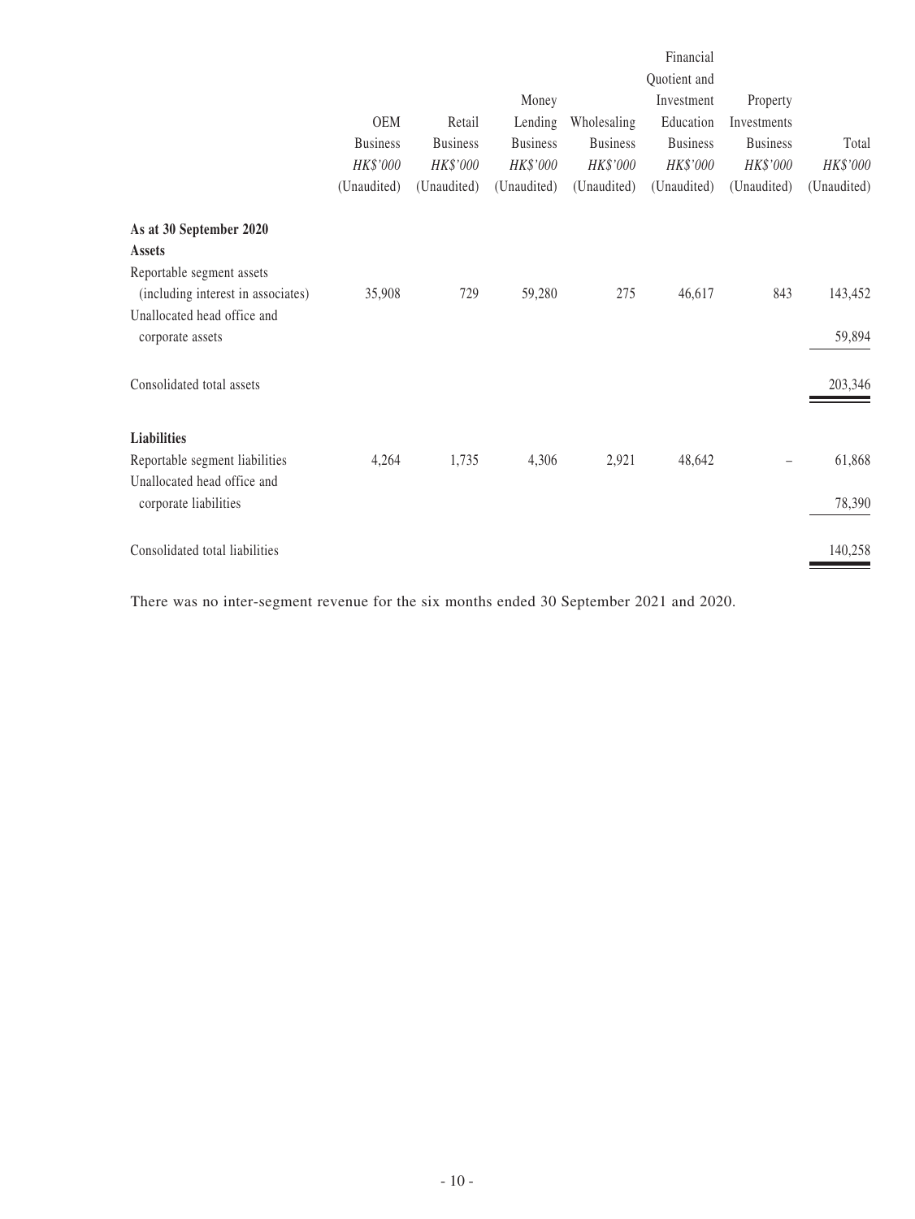| | OEM Business HK$'000 (Unaudited) | Retail Business HK$'000 (Unaudited) | Money Lending Business HK$'000 (Unaudited) | Wholesaling Business HK$'000 (Unaudited) | Financial Quotient and Investment Education Business HK$'000 (Unaudited) | Property Investments Business HK$'000 (Unaudited) | Total HK$'000 (Unaudited) |
|---|---|---|---|---|---|---|---|
| **As at 30 September 2020** | | | | | | | |
| **Assets** | | | | | | | |
| Reportable segment assets (including interest in associates) | 35,908 | 729 | 59,280 | 275 | 46,617 | 843 | 143,452 |
| Unallocated head office and corporate assets | | | | | | | 59,894 |
| Consolidated total assets | | | | | | | 203,346 |
| **Liabilities** | | | | | | | |
| Reportable segment liabilities | 4,264 | 1,735 | 4,306 | 2,921 | 48,642 | – | 61,868 |
| Unallocated head office and corporate liabilities | | | | | | | 78,390 |
| Consolidated total liabilities | | | | | | | 140,258 |

There was no inter-segment revenue for the six months ended 30 September 2021 and 2020.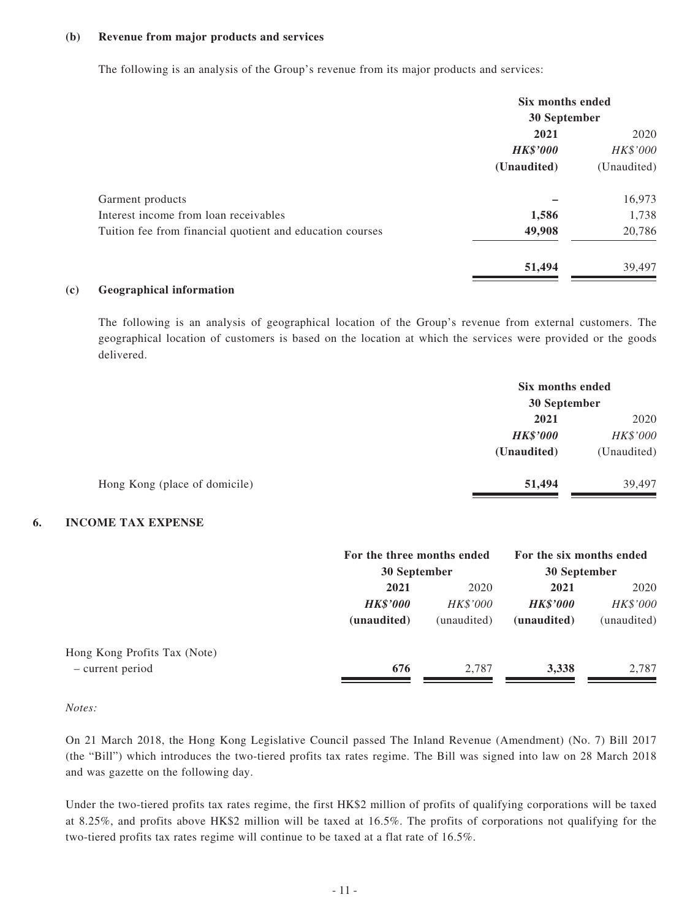**(b) Revenue from major products and services**

The following is an analysis of the Group's revenue from its major products and services:

| | Six months ended 30 September | |
|---|---|---|
| | **2021** | 2020 |
| | ***HK$'000*** | *HK$'000* |
| | **(Unaudited)** | (Unaudited) |
| Garment products | **–** | 16,973 |
| Interest income from loan receivables | **1,586** | 1,738 |
| Tuition fee from financial quotient and education courses | **49,908** | 20,786 |
| | **51,494** | 39,497 |

**(c) Geographical information**

The following is an analysis of geographical location of the Group's revenue from external customers. The geographical location of customers is based on the location at which the services were provided or the goods delivered.

| | Six months ended 30 September | |
|---|---|---|
| | **2021** | 2020 |
| | ***HK$'000*** | *HK$'000* |
| | **(Unaudited)** | (Unaudited) |
| Hong Kong (place of domicile) | **51,494** | 39,497 |

## 6. INCOME TAX EXPENSE

| | For the three months ended 30 September | | For the six months ended 30 September | |
|---|---|---|---|---|
| | **2021** | 2020 | **2021** | 2020 |
| | ***HK$'000*** | *HK$'000* | ***HK$'000*** | *HK$'000* |
| | **(unaudited)** | (unaudited) | **(unaudited)** | (unaudited) |
| Hong Kong Profits Tax (Note) | | | | |
| – current period | **676** | 2,787 | **3,338** | 2,787 |

*Notes:*

On 21 March 2018, the Hong Kong Legislative Council passed The Inland Revenue (Amendment) (No. 7) Bill 2017 (the "Bill") which introduces the two-tiered profits tax rates regime. The Bill was signed into law on 28 March 2018 and was gazette on the following day.

Under the two-tiered profits tax rates regime, the first HK$2 million of profits of qualifying corporations will be taxed at 8.25%, and profits above HK$2 million will be taxed at 16.5%. The profits of corporations not qualifying for the two-tiered profits tax rates regime will continue to be taxed at a flat rate of 16.5%.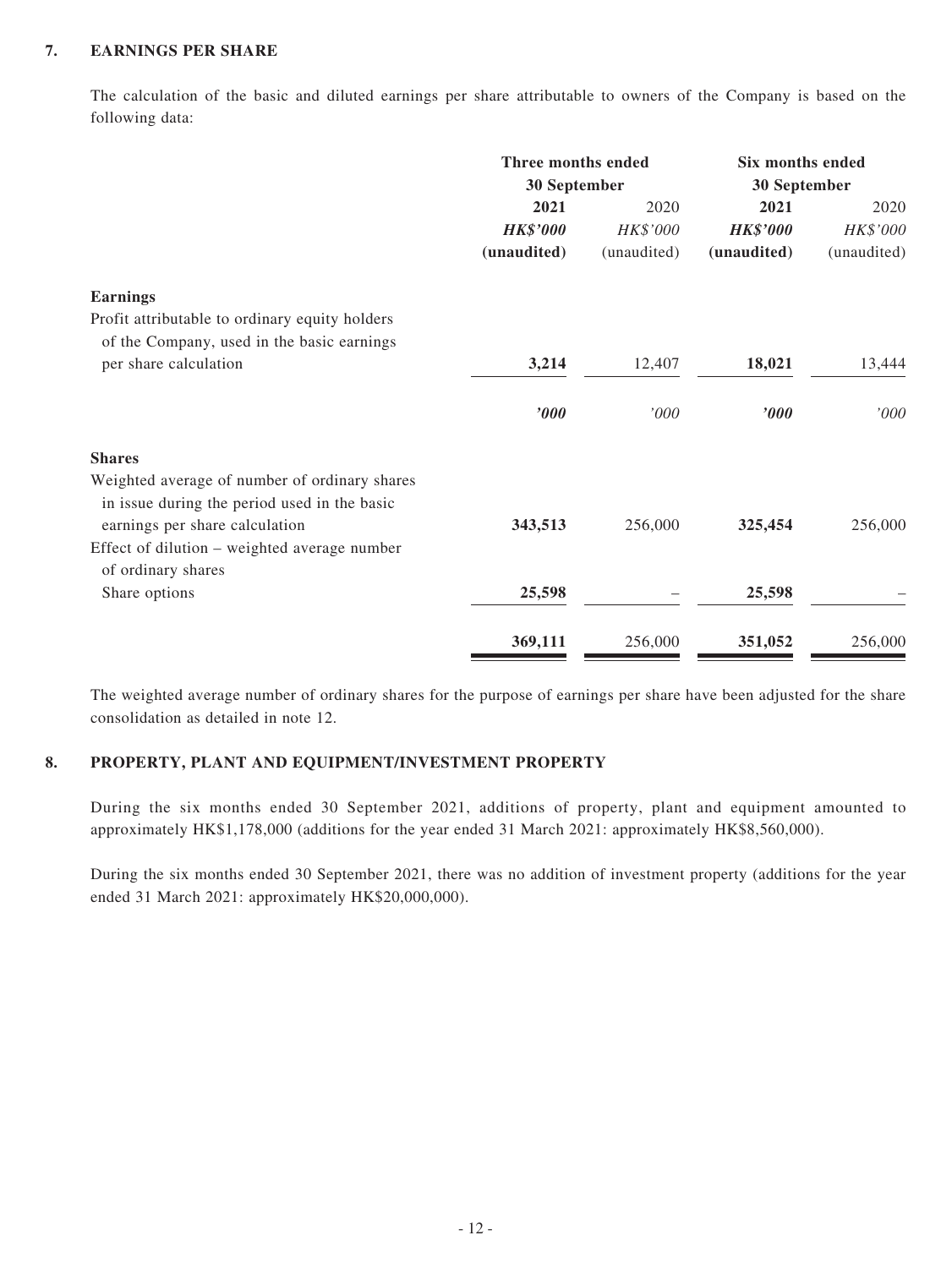## 7. EARNINGS PER SHARE

The calculation of the basic and diluted earnings per share attributable to owners of the Company is based on the following data:

| | Three months ended 30 September | | Six months ended 30 September | |
|---|---|---|---|---|
| | **2021** | 2020 | **2021** | 2020 |
| | ***HK$'000*** | *HK$'000* | ***HK$'000*** | *HK$'000* |
| | **(unaudited)** | (unaudited) | **(unaudited)** | (unaudited) |
| **Earnings** | | | | |
| Profit attributable to ordinary equity holders of the Company, used in the basic earnings per share calculation | **3,214** | 12,407 | **18,021** | 13,444 |
| | ***'000*** | *'000* | ***'000*** | *'000* |
| **Shares** | | | | |
| Weighted average of number of ordinary shares in issue during the period used in the basic earnings per share calculation | **343,513** | 256,000 | **325,454** | 256,000 |
| Effect of dilution – weighted average number of ordinary shares | | | | |
| Share options | **25,598** | – | **25,598** | – |
| | **369,111** | 256,000 | **351,052** | 256,000 |

The weighted average number of ordinary shares for the purpose of earnings per share have been adjusted for the share consolidation as detailed in note 12.

## 8. PROPERTY, PLANT AND EQUIPMENT/INVESTMENT PROPERTY

During the six months ended 30 September 2021, additions of property, plant and equipment amounted to approximately HK$1,178,000 (additions for the year ended 31 March 2021: approximately HK$8,560,000).

During the six months ended 30 September 2021, there was no addition of investment property (additions for the year ended 31 March 2021: approximately HK$20,000,000).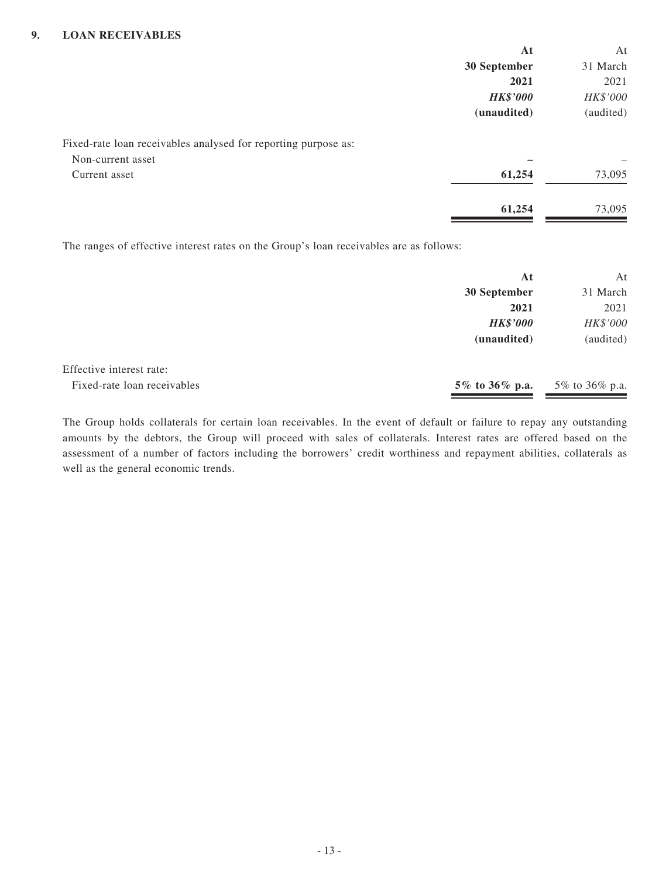## 9. LOAN RECEIVABLES

| | At 30 September 2021 HK$'000 (unaudited) | At 31 March 2021 HK$'000 (audited) |
|---|---|---|
| Fixed-rate loan receivables analysed for reporting purpose as: | | |
| Non-current asset | – | – |
| Current asset | **61,254** | 73,095 |
| | **61,254** | 73,095 |

The ranges of effective interest rates on the Group's loan receivables are as follows:

| | At 30 September 2021 HK$'000 (unaudited) | At 31 March 2021 HK$'000 (audited) |
|---|---|---|
| Effective interest rate: | | |
| Fixed-rate loan receivables | **5% to 36% p.a.** | 5% to 36% p.a. |

The Group holds collaterals for certain loan receivables. In the event of default or failure to repay any outstanding amounts by the debtors, the Group will proceed with sales of collaterals. Interest rates are offered based on the assessment of a number of factors including the borrowers' credit worthiness and repayment abilities, collaterals as well as the general economic trends.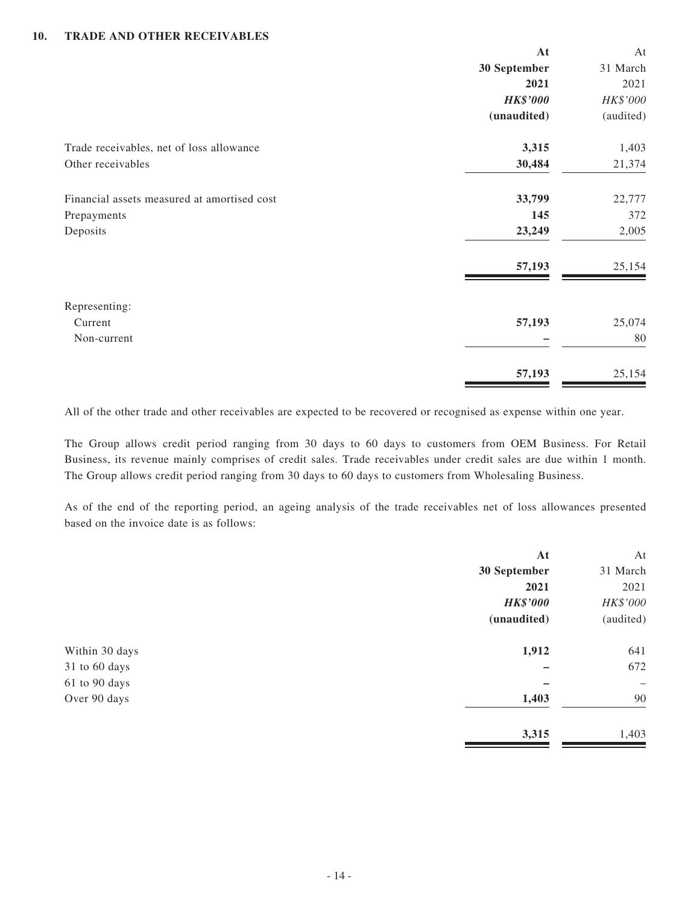## 10. TRADE AND OTHER RECEIVABLES

| | At 30 September 2021 HK$'000 (unaudited) | At 31 March 2021 HK$'000 (audited) |
|---|---|---|
| Trade receivables, net of loss allowance | **3,315** | 1,403 |
| Other receivables | **30,484** | 21,374 |
| Financial assets measured at amortised cost | **33,799** | 22,777 |
| Prepayments | **145** | 372 |
| Deposits | **23,249** | 2,005 |
| | **57,193** | 25,154 |
| Representing: | | |
| Current | **57,193** | 25,074 |
| Non-current | **–** | 80 |
| | **57,193** | 25,154 |

All of the other trade and other receivables are expected to be recovered or recognised as expense within one year.

The Group allows credit period ranging from 30 days to 60 days to customers from OEM Business. For Retail Business, its revenue mainly comprises of credit sales. Trade receivables under credit sales are due within 1 month. The Group allows credit period ranging from 30 days to 60 days to customers from Wholesaling Business.

As of the end of the reporting period, an ageing analysis of the trade receivables net of loss allowances presented based on the invoice date is as follows:

| | At 30 September 2021 HK$'000 (unaudited) | At 31 March 2021 HK$'000 (audited) |
|---|---|---|
| Within 30 days | **1,912** | 641 |
| 31 to 60 days | **–** | 672 |
| 61 to 90 days | **–** | – |
| Over 90 days | **1,403** | 90 |
| | **3,315** | 1,403 |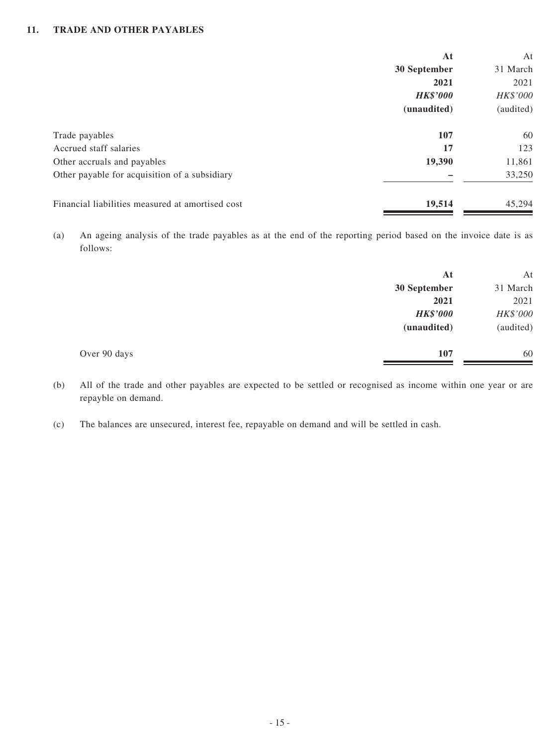## 11. TRADE AND OTHER PAYABLES

| | At 30 September 2021 *HK$'000* (unaudited) | At 31 March 2021 *HK$'000* (audited) |
|---|---|---|
| Trade payables | **107** | 60 |
| Accrued staff salaries | **17** | 123 |
| Other accruals and payables | **19,390** | 11,861 |
| Other payable for acquisition of a subsidiary | **–** | 33,250 |
| Financial liabilities measured at amortised cost | **19,514** | 45,294 |

(a) An ageing analysis of the trade payables as at the end of the reporting period based on the invoice date is as follows:

| | At 30 September 2021 *HK$'000* (unaudited) | At 31 March 2021 *HK$'000* (audited) |
|---|---|---|
| Over 90 days | **107** | 60 |

(b) All of the trade and other payables are expected to be settled or recognised as income within one year or are repayble on demand.

(c) The balances are unsecured, interest fee, repayable on demand and will be settled in cash.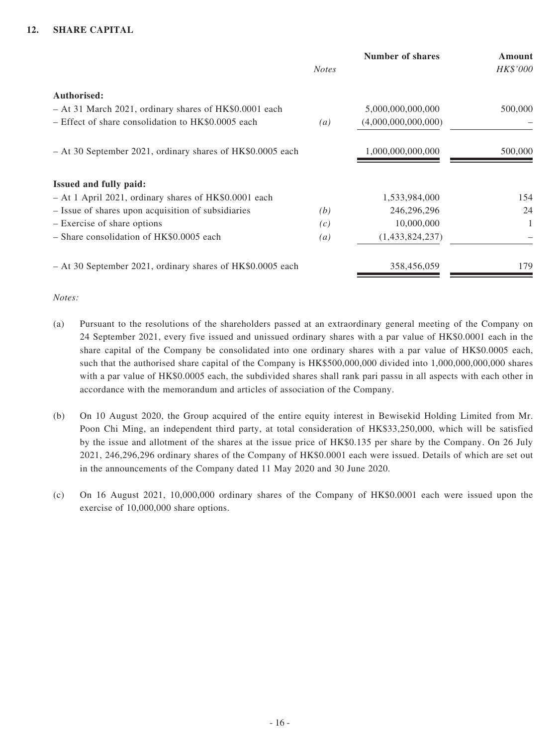## 12. SHARE CAPITAL

| | *Notes* | Number of shares | Amount *HK$'000* |
|---|---|---|---|
| **Authorised:** | | | |
| – At 31 March 2021, ordinary shares of HK$0.0001 each | | 5,000,000,000,000 | 500,000 |
| – Effect of share consolidation to HK$0.0005 each | *(a)* | (4,000,000,000,000) | – |
| – At 30 September 2021, ordinary shares of HK$0.0005 each | | 1,000,000,000,000 | 500,000 |
| **Issued and fully paid:** | | | |
| – At 1 April 2021, ordinary shares of HK$0.0001 each | | 1,533,984,000 | 154 |
| – Issue of shares upon acquisition of subsidiaries | *(b)* | 246,296,296 | 24 |
| – Exercise of share options | *(c)* | 10,000,000 | 1 |
| – Share consolidation of HK$0.0005 each | *(a)* | (1,433,824,237) | – |
| – At 30 September 2021, ordinary shares of HK$0.0005 each | | 358,456,059 | 179 |

*Notes:*

(a) Pursuant to the resolutions of the shareholders passed at an extraordinary general meeting of the Company on 24 September 2021, every five issued and unissued ordinary shares with a par value of HK$0.0001 each in the share capital of the Company be consolidated into one ordinary shares with a par value of HK$0.0005 each, such that the authorised share capital of the Company is HK$500,000,000 divided into 1,000,000,000,000 shares with a par value of HK$0.0005 each, the subdivided shares shall rank pari passu in all aspects with each other in accordance with the memorandum and articles of association of the Company.

(b) On 10 August 2020, the Group acquired of the entire equity interest in Bewisekid Holding Limited from Mr. Poon Chi Ming, an independent third party, at total consideration of HK$33,250,000, which will be satisfied by the issue and allotment of the shares at the issue price of HK$0.135 per share by the Company. On 26 July 2021, 246,296,296 ordinary shares of the Company of HK$0.0001 each were issued. Details of which are set out in the announcements of the Company dated 11 May 2020 and 30 June 2020.

(c) On 16 August 2021, 10,000,000 ordinary shares of the Company of HK$0.0001 each were issued upon the exercise of 10,000,000 share options.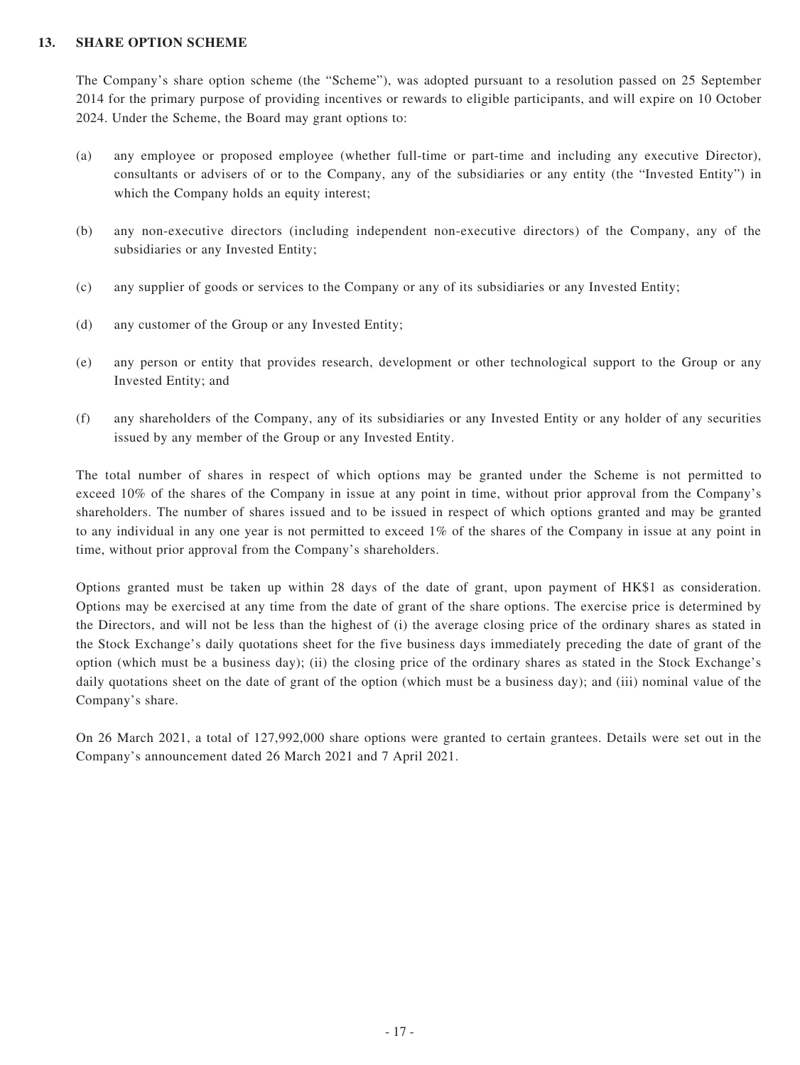## 13. SHARE OPTION SCHEME

The Company's share option scheme (the "Scheme"), was adopted pursuant to a resolution passed on 25 September 2014 for the primary purpose of providing incentives or rewards to eligible participants, and will expire on 10 October 2024. Under the Scheme, the Board may grant options to:

(a) any employee or proposed employee (whether full-time or part-time and including any executive Director), consultants or advisers of or to the Company, any of the subsidiaries or any entity (the "Invested Entity") in which the Company holds an equity interest;

(b) any non-executive directors (including independent non-executive directors) of the Company, any of the subsidiaries or any Invested Entity;

(c) any supplier of goods or services to the Company or any of its subsidiaries or any Invested Entity;

(d) any customer of the Group or any Invested Entity;

(e) any person or entity that provides research, development or other technological support to the Group or any Invested Entity; and

(f) any shareholders of the Company, any of its subsidiaries or any Invested Entity or any holder of any securities issued by any member of the Group or any Invested Entity.

The total number of shares in respect of which options may be granted under the Scheme is not permitted to exceed 10% of the shares of the Company in issue at any point in time, without prior approval from the Company's shareholders. The number of shares issued and to be issued in respect of which options granted and may be granted to any individual in any one year is not permitted to exceed 1% of the shares of the Company in issue at any point in time, without prior approval from the Company's shareholders.

Options granted must be taken up within 28 days of the date of grant, upon payment of HK$1 as consideration. Options may be exercised at any time from the date of grant of the share options. The exercise price is determined by the Directors, and will not be less than the highest of (i) the average closing price of the ordinary shares as stated in the Stock Exchange's daily quotations sheet for the five business days immediately preceding the date of grant of the option (which must be a business day); (ii) the closing price of the ordinary shares as stated in the Stock Exchange's daily quotations sheet on the date of grant of the option (which must be a business day); and (iii) nominal value of the Company's share.

On 26 March 2021, a total of 127,992,000 share options were granted to certain grantees. Details were set out in the Company's announcement dated 26 March 2021 and 7 April 2021.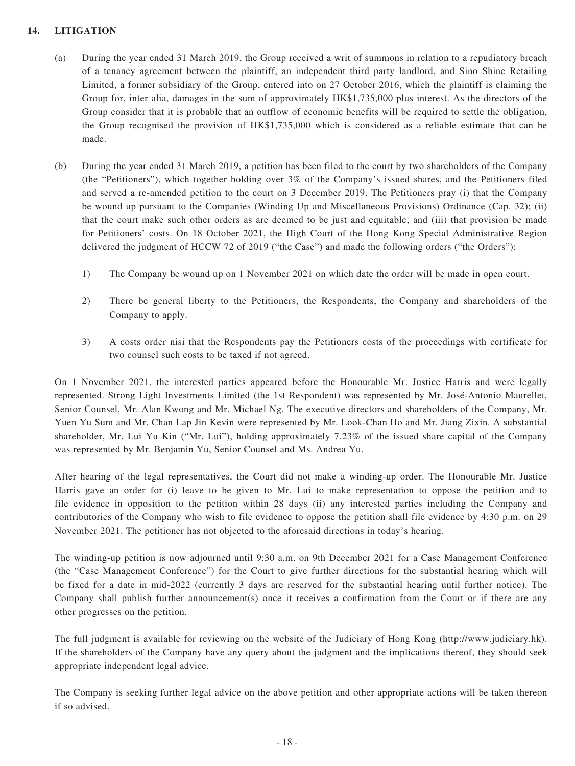## 14. LITIGATION

(a) During the year ended 31 March 2019, the Group received a writ of summons in relation to a repudiatory breach of a tenancy agreement between the plaintiff, an independent third party landlord, and Sino Shine Retailing Limited, a former subsidiary of the Group, entered into on 27 October 2016, which the plaintiff is claiming the Group for, inter alia, damages in the sum of approximately HK$1,735,000 plus interest. As the directors of the Group consider that it is probable that an outflow of economic benefits will be required to settle the obligation, the Group recognised the provision of HK$1,735,000 which is considered as a reliable estimate that can be made.

(b) During the year ended 31 March 2019, a petition has been filed to the court by two shareholders of the Company (the "Petitioners"), which together holding over 3% of the Company's issued shares, and the Petitioners filed and served a re-amended petition to the court on 3 December 2019. The Petitioners pray (i) that the Company be wound up pursuant to the Companies (Winding Up and Miscellaneous Provisions) Ordinance (Cap. 32); (ii) that the court make such other orders as are deemed to be just and equitable; and (iii) that provision be made for Petitioners' costs. On 18 October 2021, the High Court of the Hong Kong Special Administrative Region delivered the judgment of HCCW 72 of 2019 ("the Case") and made the following orders ("the Orders"):

   1) The Company be wound up on 1 November 2021 on which date the order will be made in open court.

   2) There be general liberty to the Petitioners, the Respondents, the Company and shareholders of the Company to apply.

   3) A costs order nisi that the Respondents pay the Petitioners costs of the proceedings with certificate for two counsel such costs to be taxed if not agreed.

On 1 November 2021, the interested parties appeared before the Honourable Mr. Justice Harris and were legally represented. Strong Light Investments Limited (the 1st Respondent) was represented by Mr. José-Antonio Maurellet, Senior Counsel, Mr. Alan Kwong and Mr. Michael Ng. The executive directors and shareholders of the Company, Mr. Yuen Yu Sum and Mr. Chan Lap Jin Kevin were represented by Mr. Look-Chan Ho and Mr. Jiang Zixin. A substantial shareholder, Mr. Lui Yu Kin ("Mr. Lui"), holding approximately 7.23% of the issued share capital of the Company was represented by Mr. Benjamin Yu, Senior Counsel and Ms. Andrea Yu.

After hearing of the legal representatives, the Court did not make a winding-up order. The Honourable Mr. Justice Harris gave an order for (i) leave to be given to Mr. Lui to make representation to oppose the petition and to file evidence in opposition to the petition within 28 days (ii) any interested parties including the Company and contributories of the Company who wish to file evidence to oppose the petition shall file evidence by 4:30 p.m. on 29 November 2021. The petitioner has not objected to the aforesaid directions in today's hearing.

The winding-up petition is now adjourned until 9:30 a.m. on 9th December 2021 for a Case Management Conference (the "Case Management Conference") for the Court to give further directions for the substantial hearing which will be fixed for a date in mid-2022 (currently 3 days are reserved for the substantial hearing until further notice). The Company shall publish further announcement(s) once it receives a confirmation from the Court or if there are any other progresses on the petition.

The full judgment is available for reviewing on the website of the Judiciary of Hong Kong (http://www.judiciary.hk). If the shareholders of the Company have any query about the judgment and the implications thereof, they should seek appropriate independent legal advice.

The Company is seeking further legal advice on the above petition and other appropriate actions will be taken thereon if so advised.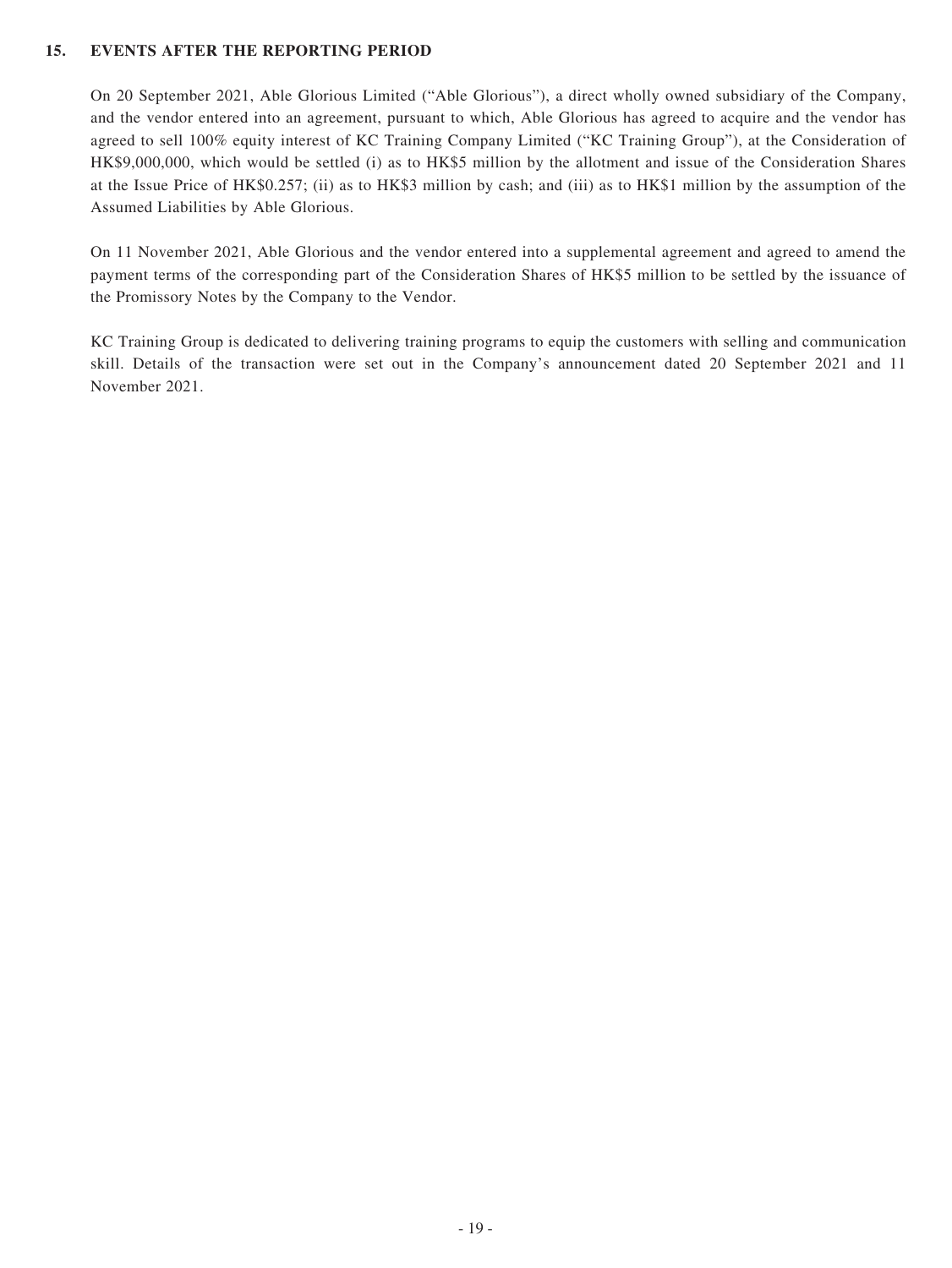## 15. EVENTS AFTER THE REPORTING PERIOD

On 20 September 2021, Able Glorious Limited ("Able Glorious"), a direct wholly owned subsidiary of the Company, and the vendor entered into an agreement, pursuant to which, Able Glorious has agreed to acquire and the vendor has agreed to sell 100% equity interest of KC Training Company Limited ("KC Training Group"), at the Consideration of HK$9,000,000, which would be settled (i) as to HK$5 million by the allotment and issue of the Consideration Shares at the Issue Price of HK$0.257; (ii) as to HK$3 million by cash; and (iii) as to HK$1 million by the assumption of the Assumed Liabilities by Able Glorious.

On 11 November 2021, Able Glorious and the vendor entered into a supplemental agreement and agreed to amend the payment terms of the corresponding part of the Consideration Shares of HK$5 million to be settled by the issuance of the Promissory Notes by the Company to the Vendor.

KC Training Group is dedicated to delivering training programs to equip the customers with selling and communication skill. Details of the transaction were set out in the Company's announcement dated 20 September 2021 and 11 November 2021.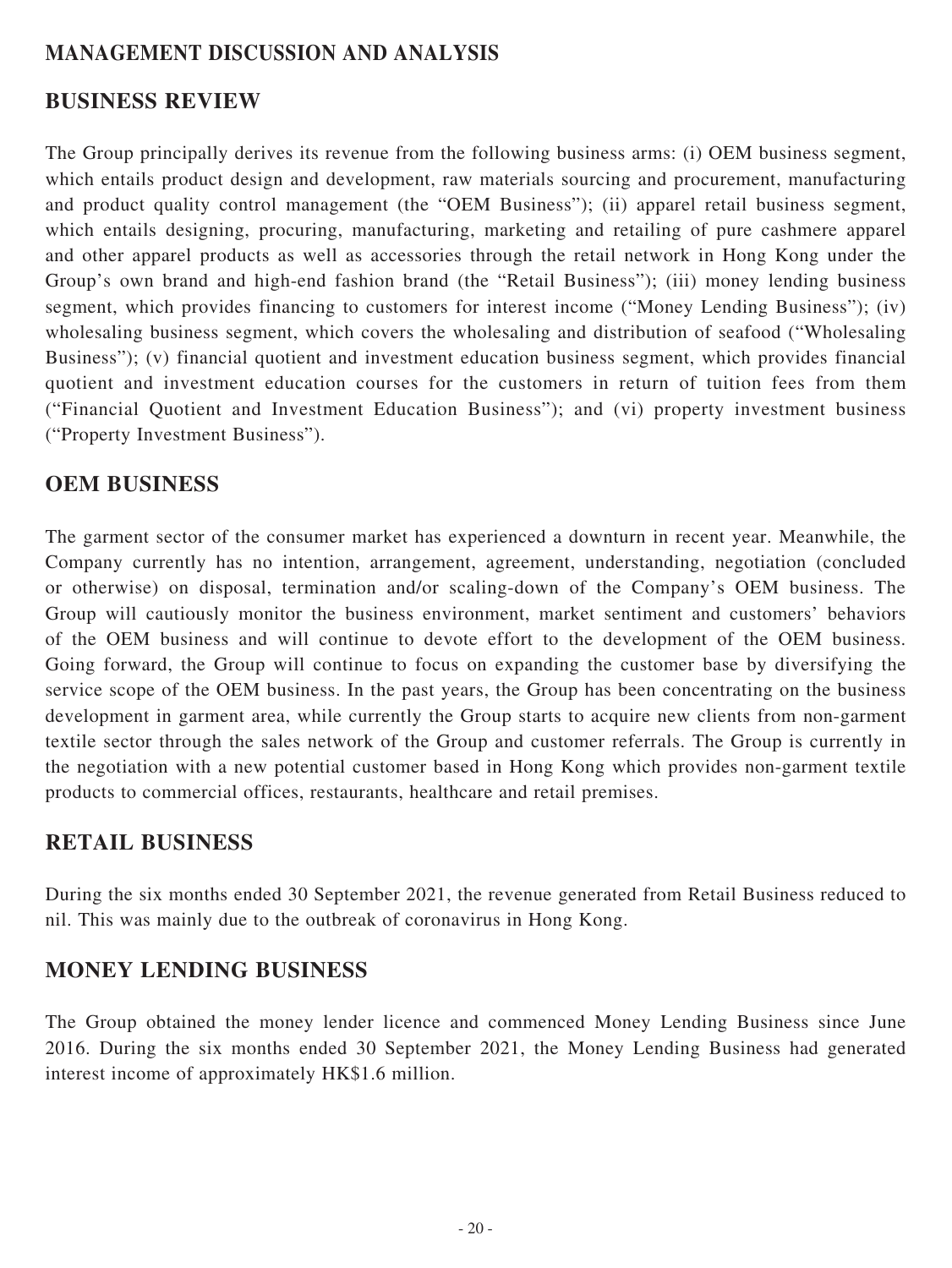## MANAGEMENT DISCUSSION AND ANALYSIS

## BUSINESS REVIEW

The Group principally derives its revenue from the following business arms: (i) OEM business segment, which entails product design and development, raw materials sourcing and procurement, manufacturing and product quality control management (the "OEM Business"); (ii) apparel retail business segment, which entails designing, procuring, manufacturing, marketing and retailing of pure cashmere apparel and other apparel products as well as accessories through the retail network in Hong Kong under the Group's own brand and high-end fashion brand (the "Retail Business"); (iii) money lending business segment, which provides financing to customers for interest income ("Money Lending Business"); (iv) wholesaling business segment, which covers the wholesaling and distribution of seafood ("Wholesaling Business"); (v) financial quotient and investment education business segment, which provides financial quotient and investment education courses for the customers in return of tuition fees from them ("Financial Quotient and Investment Education Business"); and (vi) property investment business ("Property Investment Business").

## OEM BUSINESS

The garment sector of the consumer market has experienced a downturn in recent year. Meanwhile, the Company currently has no intention, arrangement, agreement, understanding, negotiation (concluded or otherwise) on disposal, termination and/or scaling-down of the Company's OEM business. The Group will cautiously monitor the business environment, market sentiment and customers' behaviors of the OEM business and will continue to devote effort to the development of the OEM business. Going forward, the Group will continue to focus on expanding the customer base by diversifying the service scope of the OEM business. In the past years, the Group has been concentrating on the business development in garment area, while currently the Group starts to acquire new clients from non-garment textile sector through the sales network of the Group and customer referrals. The Group is currently in the negotiation with a new potential customer based in Hong Kong which provides non-garment textile products to commercial offices, restaurants, healthcare and retail premises.

## RETAIL BUSINESS

During the six months ended 30 September 2021, the revenue generated from Retail Business reduced to nil. This was mainly due to the outbreak of coronavirus in Hong Kong.

## MONEY LENDING BUSINESS

The Group obtained the money lender licence and commenced Money Lending Business since June 2016. During the six months ended 30 September 2021, the Money Lending Business had generated interest income of approximately HK$1.6 million.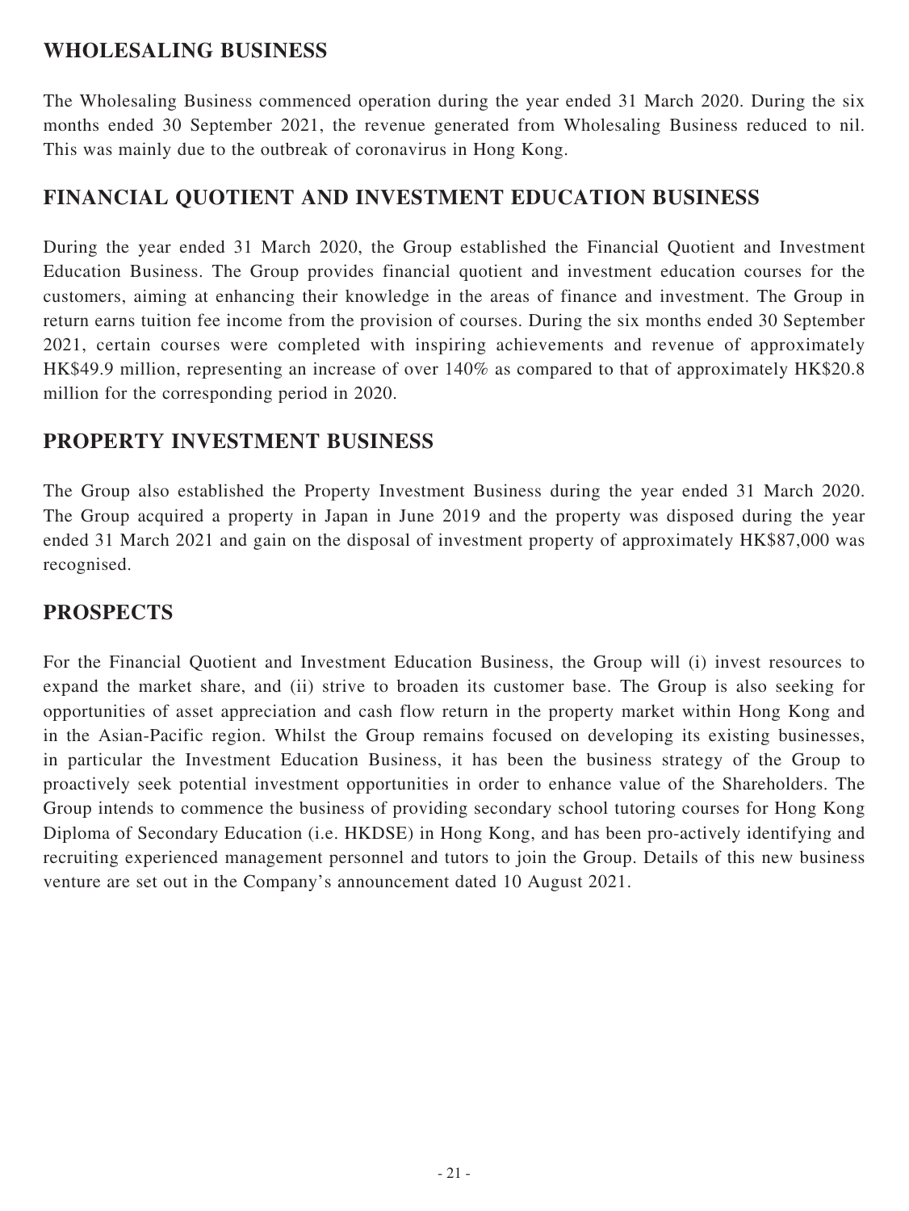## WHOLESALING BUSINESS

The Wholesaling Business commenced operation during the year ended 31 March 2020. During the six months ended 30 September 2021, the revenue generated from Wholesaling Business reduced to nil. This was mainly due to the outbreak of coronavirus in Hong Kong.

## FINANCIAL QUOTIENT AND INVESTMENT EDUCATION BUSINESS

During the year ended 31 March 2020, the Group established the Financial Quotient and Investment Education Business. The Group provides financial quotient and investment education courses for the customers, aiming at enhancing their knowledge in the areas of finance and investment. The Group in return earns tuition fee income from the provision of courses. During the six months ended 30 September 2021, certain courses were completed with inspiring achievements and revenue of approximately HK$49.9 million, representing an increase of over 140% as compared to that of approximately HK$20.8 million for the corresponding period in 2020.

## PROPERTY INVESTMENT BUSINESS

The Group also established the Property Investment Business during the year ended 31 March 2020. The Group acquired a property in Japan in June 2019 and the property was disposed during the year ended 31 March 2021 and gain on the disposal of investment property of approximately HK$87,000 was recognised.

## PROSPECTS

For the Financial Quotient and Investment Education Business, the Group will (i) invest resources to expand the market share, and (ii) strive to broaden its customer base. The Group is also seeking for opportunities of asset appreciation and cash flow return in the property market within Hong Kong and in the Asian-Pacific region. Whilst the Group remains focused on developing its existing businesses, in particular the Investment Education Business, it has been the business strategy of the Group to proactively seek potential investment opportunities in order to enhance value of the Shareholders. The Group intends to commence the business of providing secondary school tutoring courses for Hong Kong Diploma of Secondary Education (i.e. HKDSE) in Hong Kong, and has been pro-actively identifying and recruiting experienced management personnel and tutors to join the Group. Details of this new business venture are set out in the Company's announcement dated 10 August 2021.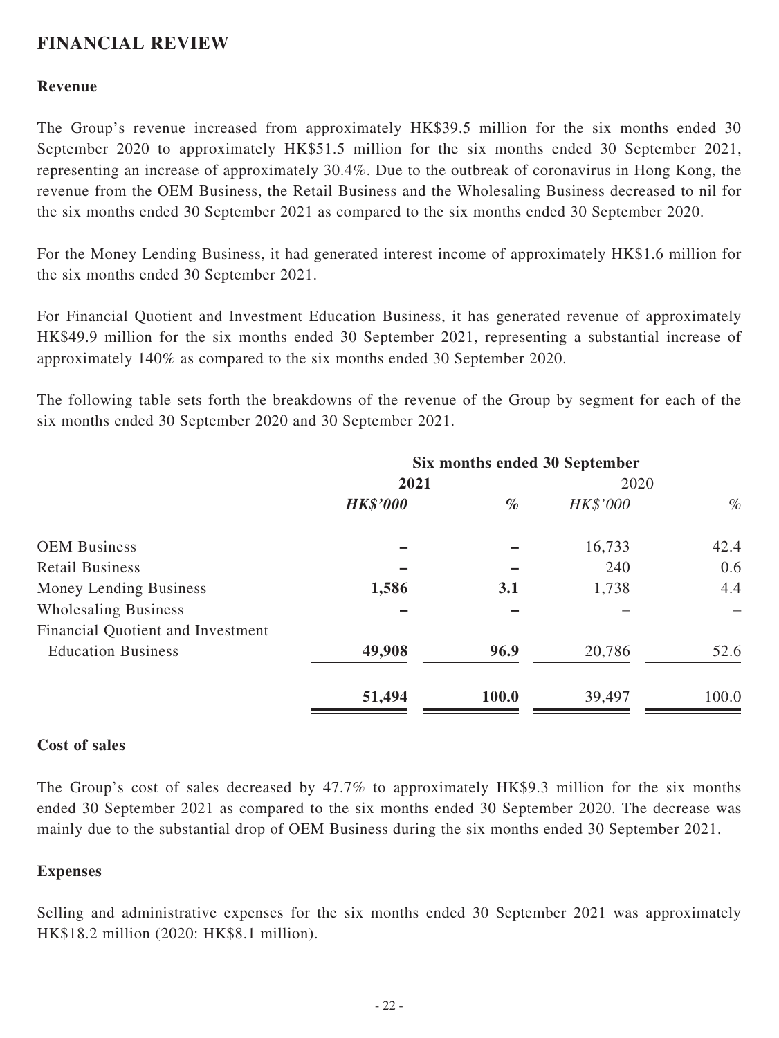## FINANCIAL REVIEW

### Revenue

The Group's revenue increased from approximately HK$39.5 million for the six months ended 30 September 2020 to approximately HK$51.5 million for the six months ended 30 September 2021, representing an increase of approximately 30.4%. Due to the outbreak of coronavirus in Hong Kong, the revenue from the OEM Business, the Retail Business and the Wholesaling Business decreased to nil for the six months ended 30 September 2021 as compared to the six months ended 30 September 2020.

For the Money Lending Business, it had generated interest income of approximately HK$1.6 million for the six months ended 30 September 2021.

For Financial Quotient and Investment Education Business, it has generated revenue of approximately HK$49.9 million for the six months ended 30 September 2021, representing a substantial increase of approximately 140% as compared to the six months ended 30 September 2020.

The following table sets forth the breakdowns of the revenue of the Group by segment for each of the six months ended 30 September 2020 and 30 September 2021.

| | Six months ended 30 September | | | |
|---|---|---|---|---|
| | **2021** | | 2020 | |
| | ***HK$'000*** | ***%*** | *HK$'000* | *%* |
| OEM Business | **–** | **–** | 16,733 | 42.4 |
| Retail Business | **–** | **–** | 240 | 0.6 |
| Money Lending Business | **1,586** | **3.1** | 1,738 | 4.4 |
| Wholesaling Business | **–** | **–** | – | – |
| Financial Quotient and Investment Education Business | **49,908** | **96.9** | 20,786 | 52.6 |
| | **51,494** | **100.0** | 39,497 | 100.0 |

### Cost of sales

The Group's cost of sales decreased by 47.7% to approximately HK$9.3 million for the six months ended 30 September 2021 as compared to the six months ended 30 September 2020. The decrease was mainly due to the substantial drop of OEM Business during the six months ended 30 September 2021.

### Expenses

Selling and administrative expenses for the six months ended 30 September 2021 was approximately HK$18.2 million (2020: HK$8.1 million).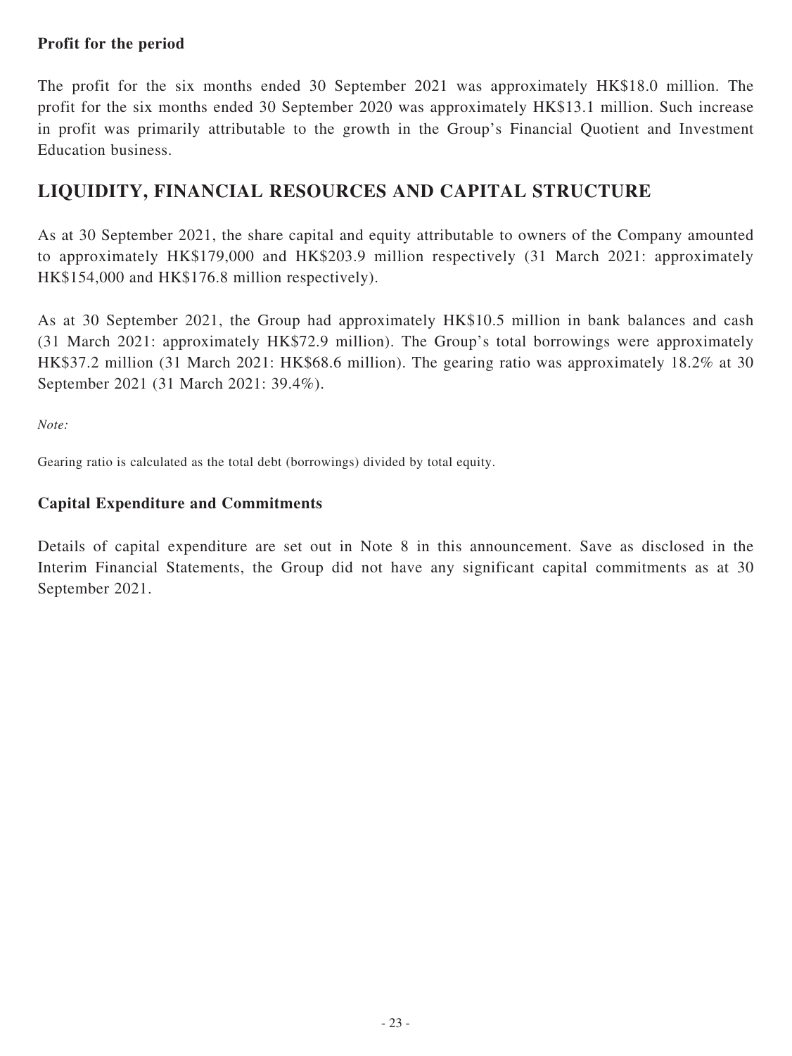### Profit for the period

The profit for the six months ended 30 September 2021 was approximately HK$18.0 million. The profit for the six months ended 30 September 2020 was approximately HK$13.1 million. Such increase in profit was primarily attributable to the growth in the Group's Financial Quotient and Investment Education business.

## LIQUIDITY, FINANCIAL RESOURCES AND CAPITAL STRUCTURE

As at 30 September 2021, the share capital and equity attributable to owners of the Company amounted to approximately HK$179,000 and HK$203.9 million respectively (31 March 2021: approximately HK$154,000 and HK$176.8 million respectively).

As at 30 September 2021, the Group had approximately HK$10.5 million in bank balances and cash (31 March 2021: approximately HK$72.9 million). The Group's total borrowings were approximately HK$37.2 million (31 March 2021: HK$68.6 million). The gearing ratio was approximately 18.2% at 30 September 2021 (31 March 2021: 39.4%).

*Note:*

Gearing ratio is calculated as the total debt (borrowings) divided by total equity.

### Capital Expenditure and Commitments

Details of capital expenditure are set out in Note 8 in this announcement. Save as disclosed in the Interim Financial Statements, the Group did not have any significant capital commitments as at 30 September 2021.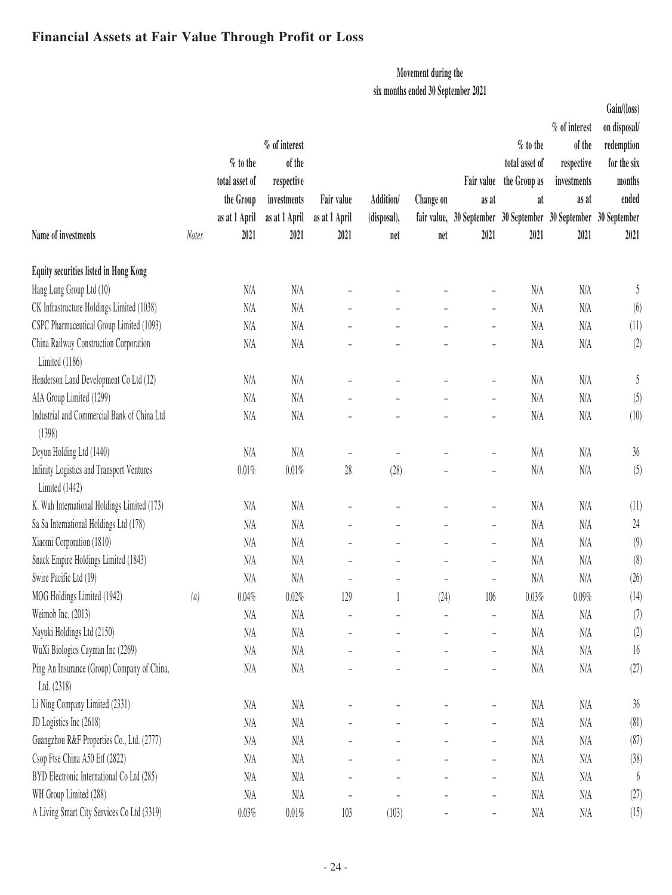## Financial Assets at Fair Value Through Profit or Loss

| Name of investments | Notes | % to the total asset of the Group as at 1 April 2021 | % of interest of the respective investments as at 1 April 2021 | Fair value as at 1 April 2021 | Movement during the six months ended 30 September 2021 Addition/ (disposal), net | Change on fair value, net | Fair value as at 30 September 2021 | % to the total asset of the Group as at 30 September 2021 | % of interest of the respective investments as at 30 September 2021 | Gain/(loss) on disposal/ redemption for the six months ended 30 September 2021 |
|---|---|---|---|---|---|---|---|---|---|---|
| **Equity securities listed in Hong Kong** | | | | | | | | | | |
| Hang Lung Group Ltd (10) | | N/A | N/A | – | – | – | – | N/A | N/A | 5 |
| CK Infrastructure Holdings Limited (1038) | | N/A | N/A | – | – | – | – | N/A | N/A | (6) |
| CSPC Pharmaceutical Group Limited (1093) | | N/A | N/A | – | – | – | – | N/A | N/A | (11) |
| China Railway Construction Corporation Limited (1186) | | N/A | N/A | – | – | – | – | N/A | N/A | (2) |
| Henderson Land Development Co Ltd (12) | | N/A | N/A | – | – | – | – | N/A | N/A | 5 |
| AIA Group Limited (1299) | | N/A | N/A | – | – | – | – | N/A | N/A | (5) |
| Industrial and Commercial Bank of China Ltd (1398) | | N/A | N/A | – | – | – | – | N/A | N/A | (10) |
| Deyun Holding Ltd (1440) | | N/A | N/A | – | – | – | – | N/A | N/A | 36 |
| Infinity Logistics and Transport Ventures Limited (1442) | | 0.01% | 0.01% | 28 | (28) | – | – | N/A | N/A | (5) |
| K. Wah International Holdings Limited (173) | | N/A | N/A | – | – | – | – | N/A | N/A | (11) |
| Sa Sa International Holdings Ltd (178) | | N/A | N/A | – | – | – | – | N/A | N/A | 24 |
| Xiaomi Corporation (1810) | | N/A | N/A | – | – | – | – | N/A | N/A | (9) |
| Snack Empire Holdings Limited (1843) | | N/A | N/A | – | – | – | – | N/A | N/A | (8) |
| Swire Pacific Ltd (19) | | N/A | N/A | – | – | – | – | N/A | N/A | (26) |
| MOG Holdings Limited (1942) | *(a)* | 0.04% | 0.02% | 129 | 1 | (24) | 106 | 0.03% | 0.09% | (14) |
| Weimob Inc. (2013) | | N/A | N/A | – | – | – | – | N/A | N/A | (7) |
| Nayuki Holdings Ltd (2150) | | N/A | N/A | – | – | – | – | N/A | N/A | (2) |
| WuXi Biologics Cayman Inc (2269) | | N/A | N/A | – | – | – | – | N/A | N/A | 16 |
| Ping An Insurance (Group) Company of China, Ltd. (2318) | | N/A | N/A | – | – | – | – | N/A | N/A | (27) |
| Li Ning Company Limited (2331) | | N/A | N/A | – | – | – | – | N/A | N/A | 36 |
| JD Logistics Inc (2618) | | N/A | N/A | – | – | – | – | N/A | N/A | (81) |
| Guangzhou R&F Properties Co., Ltd. (2777) | | N/A | N/A | – | – | – | – | N/A | N/A | (87) |
| Csop Ftse China A50 Etf (2822) | | N/A | N/A | – | – | – | – | N/A | N/A | (38) |
| BYD Electronic International Co Ltd (285) | | N/A | N/A | – | – | – | – | N/A | N/A | 6 |
| WH Group Limited (288) | | N/A | N/A | – | – | – | – | N/A | N/A | (27) |
| A Living Smart City Services Co Ltd (3319) | | 0.03% | 0.01% | 103 | (103) | – | – | N/A | N/A | (15) |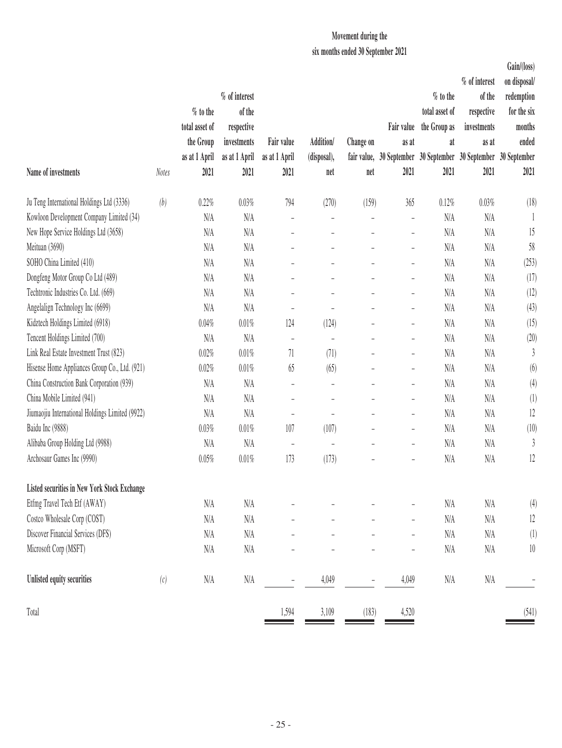| Name of investments | Notes | % to the total asset of the Group as at 1 April 2021 | % of interest of the respective investments as at 1 April 2021 | Fair value as at 1 April 2021 | Movement during the six months ended 30 September 2021 Addition/ (disposal), net | Change on fair value, net | Fair value as at 30 September 2021 | % to the total asset of the Group as at 30 September 2021 | % of interest of the respective investments as at 30 September 2021 | Gain/(loss) on disposal/ redemption for the six months ended 30 September 2021 |
|---|---|---|---|---|---|---|---|---|---|---|
| Ju Teng International Holdings Ltd (3336) | *(b)* | 0.22% | 0.03% | 794 | (270) | (159) | 365 | 0.12% | 0.03% | (18) |
| Kowloon Development Company Limited (34) | | N/A | N/A | – | – | – | – | N/A | N/A | 1 |
| New Hope Service Holdings Ltd (3658) | | N/A | N/A | – | – | – | – | N/A | N/A | 15 |
| Meituan (3690) | | N/A | N/A | – | – | – | – | N/A | N/A | 58 |
| SOHO China Limited (410) | | N/A | N/A | – | – | – | – | N/A | N/A | (253) |
| Dongfeng Motor Group Co Ltd (489) | | N/A | N/A | – | – | – | – | N/A | N/A | (17) |
| Techtronic Industries Co. Ltd. (669) | | N/A | N/A | – | – | – | – | N/A | N/A | (12) |
| Angelalign Technology Inc (6699) | | N/A | N/A | – | – | – | – | N/A | N/A | (43) |
| Kidztech Holdings Limited (6918) | | 0.04% | 0.01% | 124 | (124) | – | – | N/A | N/A | (15) |
| Tencent Holdings Limited (700) | | N/A | N/A | – | – | – | – | N/A | N/A | (20) |
| Link Real Estate Investment Trust (823) | | 0.02% | 0.01% | 71 | (71) | – | – | N/A | N/A | 3 |
| Hisense Home Appliances Group Co., Ltd. (921) | | 0.02% | 0.01% | 65 | (65) | – | – | N/A | N/A | (6) |
| China Construction Bank Corporation (939) | | N/A | N/A | – | – | – | – | N/A | N/A | (4) |
| China Mobile Limited (941) | | N/A | N/A | – | – | – | – | N/A | N/A | (1) |
| Jiumaojiu International Holdings Limited (9922) | | N/A | N/A | – | – | – | – | N/A | N/A | 12 |
| Baidu Inc (9888) | | 0.03% | 0.01% | 107 | (107) | – | – | N/A | N/A | (10) |
| Alibaba Group Holding Ltd (9988) | | N/A | N/A | – | – | – | – | N/A | N/A | 3 |
| Archosaur Games Inc (9990) | | 0.05% | 0.01% | 173 | (173) | – | – | N/A | N/A | 12 |
| **Listed securities in New York Stock Exchange** | | | | | | | | | | |
| Etfmg Travel Tech Etf (AWAY) | | N/A | N/A | – | – | – | – | N/A | N/A | (4) |
| Costco Wholesale Corp (COST) | | N/A | N/A | – | – | – | – | N/A | N/A | 12 |
| Discover Financial Services (DFS) | | N/A | N/A | – | – | – | – | N/A | N/A | (1) |
| Microsoft Corp (MSFT) | | N/A | N/A | – | – | – | – | N/A | N/A | 10 |
| **Unlisted equity securities** | *(c)* | N/A | N/A | – | 4,049 | – | 4,049 | N/A | N/A | – |
| Total | | | | 1,594 | 3,109 | (183) | 4,520 | | | (541) |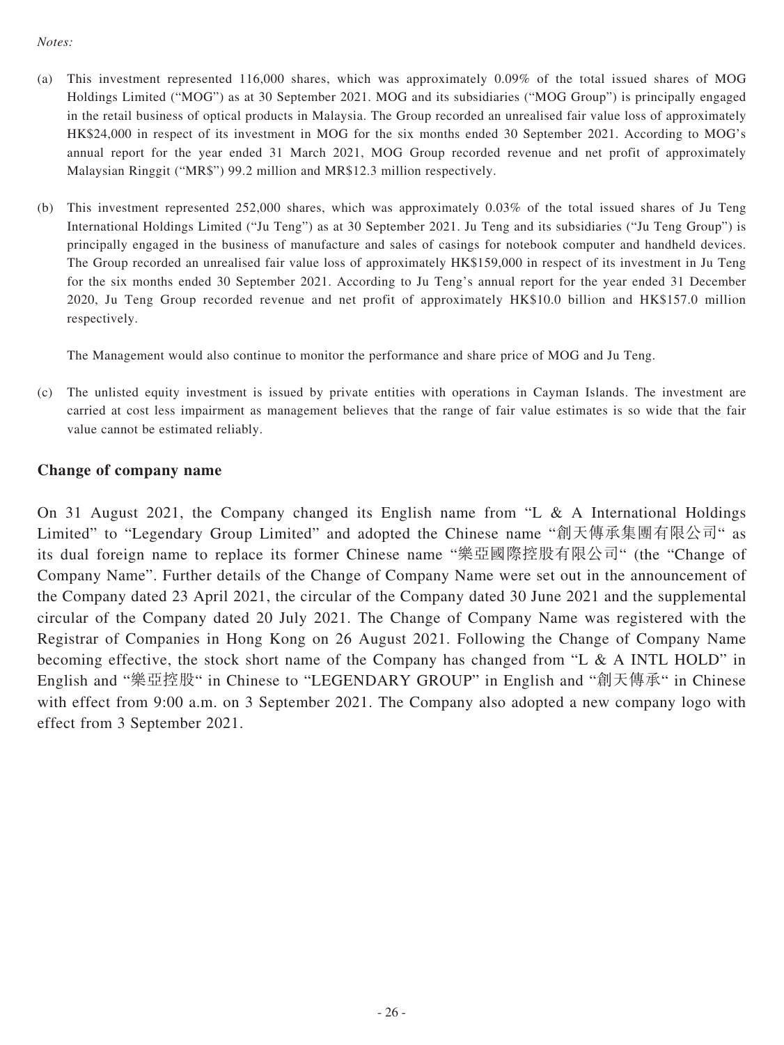*Notes:*

(a) This investment represented 116,000 shares, which was approximately 0.09% of the total issued shares of MOG Holdings Limited ("MOG") as at 30 September 2021. MOG and its subsidiaries ("MOG Group") is principally engaged in the retail business of optical products in Malaysia. The Group recorded an unrealised fair value loss of approximately HK$24,000 in respect of its investment in MOG for the six months ended 30 September 2021. According to MOG's annual report for the year ended 31 March 2021, MOG Group recorded revenue and net profit of approximately Malaysian Ringgit ("MR$") 99.2 million and MR$12.3 million respectively.

(b) This investment represented 252,000 shares, which was approximately 0.03% of the total issued shares of Ju Teng International Holdings Limited ("Ju Teng") as at 30 September 2021. Ju Teng and its subsidiaries ("Ju Teng Group") is principally engaged in the business of manufacture and sales of casings for notebook computer and handheld devices. The Group recorded an unrealised fair value loss of approximately HK$159,000 in respect of its investment in Ju Teng for the six months ended 30 September 2021. According to Ju Teng's annual report for the year ended 31 December 2020, Ju Teng Group recorded revenue and net profit of approximately HK$10.0 billion and HK$157.0 million respectively.

The Management would also continue to monitor the performance and share price of MOG and Ju Teng.

(c) The unlisted equity investment is issued by private entities with operations in Cayman Islands. The investment are carried at cost less impairment as management believes that the range of fair value estimates is so wide that the fair value cannot be estimated reliably.

## Change of company name

On 31 August 2021, the Company changed its English name from "L & A International Holdings Limited" to "Legendary Group Limited" and adopted the Chinese name "創天傳承集團有限公司" as its dual foreign name to replace its former Chinese name "樂亞國際控股有限公司" (the "Change of Company Name". Further details of the Change of Company Name were set out in the announcement of the Company dated 23 April 2021, the circular of the Company dated 30 June 2021 and the supplemental circular of the Company dated 20 July 2021. The Change of Company Name was registered with the Registrar of Companies in Hong Kong on 26 August 2021. Following the Change of Company Name becoming effective, the stock short name of the Company has changed from "L & A INTL HOLD" in English and "樂亞控股" in Chinese to "LEGENDARY GROUP" in English and "創天傳承" in Chinese with effect from 9:00 a.m. on 3 September 2021. The Company also adopted a new company logo with effect from 3 September 2021.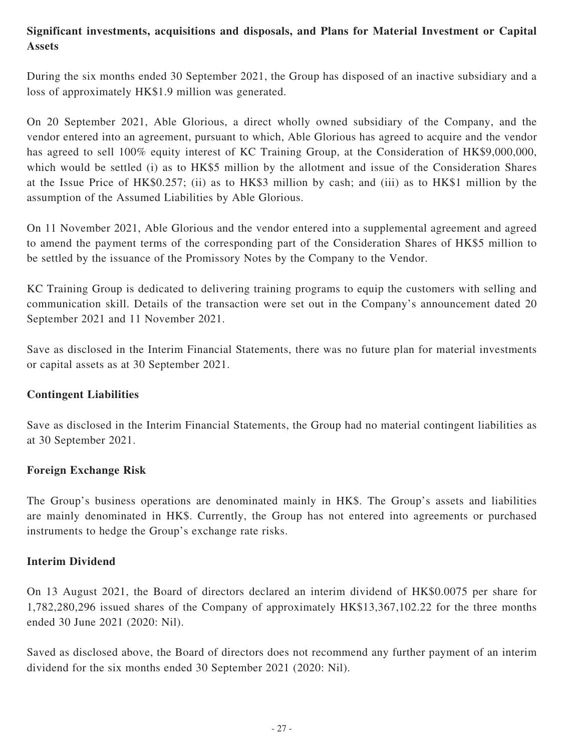**Significant investments, acquisitions and disposals, and Plans for Material Investment or Capital Assets**

During the six months ended 30 September 2021, the Group has disposed of an inactive subsidiary and a loss of approximately HK$1.9 million was generated.

On 20 September 2021, Able Glorious, a direct wholly owned subsidiary of the Company, and the vendor entered into an agreement, pursuant to which, Able Glorious has agreed to acquire and the vendor has agreed to sell 100% equity interest of KC Training Group, at the Consideration of HK$9,000,000, which would be settled (i) as to HK$5 million by the allotment and issue of the Consideration Shares at the Issue Price of HK$0.257; (ii) as to HK$3 million by cash; and (iii) as to HK$1 million by the assumption of the Assumed Liabilities by Able Glorious.

On 11 November 2021, Able Glorious and the vendor entered into a supplemental agreement and agreed to amend the payment terms of the corresponding part of the Consideration Shares of HK$5 million to be settled by the issuance of the Promissory Notes by the Company to the Vendor.

KC Training Group is dedicated to delivering training programs to equip the customers with selling and communication skill. Details of the transaction were set out in the Company's announcement dated 20 September 2021 and 11 November 2021.

Save as disclosed in the Interim Financial Statements, there was no future plan for material investments or capital assets as at 30 September 2021.

**Contingent Liabilities**

Save as disclosed in the Interim Financial Statements, the Group had no material contingent liabilities as at 30 September 2021.

**Foreign Exchange Risk**

The Group's business operations are denominated mainly in HK$. The Group's assets and liabilities are mainly denominated in HK$. Currently, the Group has not entered into agreements or purchased instruments to hedge the Group's exchange rate risks.

**Interim Dividend**

On 13 August 2021, the Board of directors declared an interim dividend of HK$0.0075 per share for 1,782,280,296 issued shares of the Company of approximately HK$13,367,102.22 for the three months ended 30 June 2021 (2020: Nil).

Saved as disclosed above, the Board of directors does not recommend any further payment of an interim dividend for the six months ended 30 September 2021 (2020: Nil).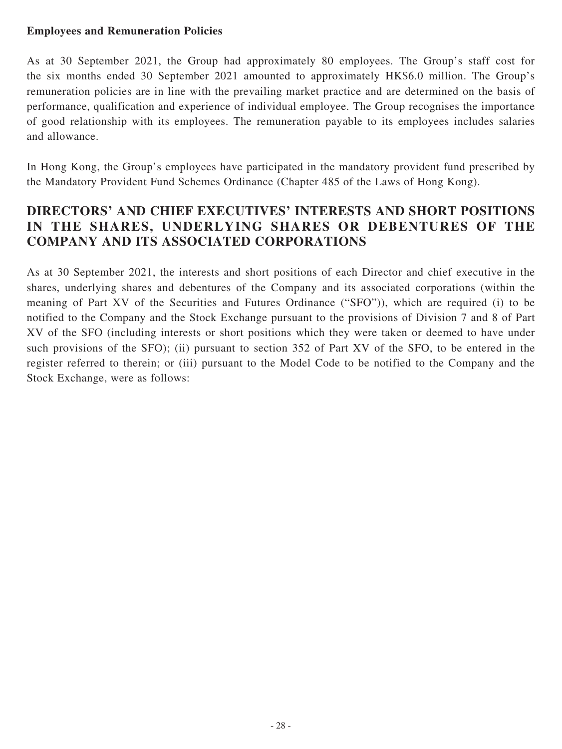**Employees and Remuneration Policies**

As at 30 September 2021, the Group had approximately 80 employees. The Group's staff cost for the six months ended 30 September 2021 amounted to approximately HK$6.0 million. The Group's remuneration policies are in line with the prevailing market practice and are determined on the basis of performance, qualification and experience of individual employee. The Group recognises the importance of good relationship with its employees. The remuneration payable to its employees includes salaries and allowance.

In Hong Kong, the Group's employees have participated in the mandatory provident fund prescribed by the Mandatory Provident Fund Schemes Ordinance (Chapter 485 of the Laws of Hong Kong).

## DIRECTORS' AND CHIEF EXECUTIVES' INTERESTS AND SHORT POSITIONS IN THE SHARES, UNDERLYING SHARES OR DEBENTURES OF THE COMPANY AND ITS ASSOCIATED CORPORATIONS

As at 30 September 2021, the interests and short positions of each Director and chief executive in the shares, underlying shares and debentures of the Company and its associated corporations (within the meaning of Part XV of the Securities and Futures Ordinance ("SFO")), which are required (i) to be notified to the Company and the Stock Exchange pursuant to the provisions of Division 7 and 8 of Part XV of the SFO (including interests or short positions which they were taken or deemed to have under such provisions of the SFO); (ii) pursuant to section 352 of Part XV of the SFO, to be entered in the register referred to therein; or (iii) pursuant to the Model Code to be notified to the Company and the Stock Exchange, were as follows: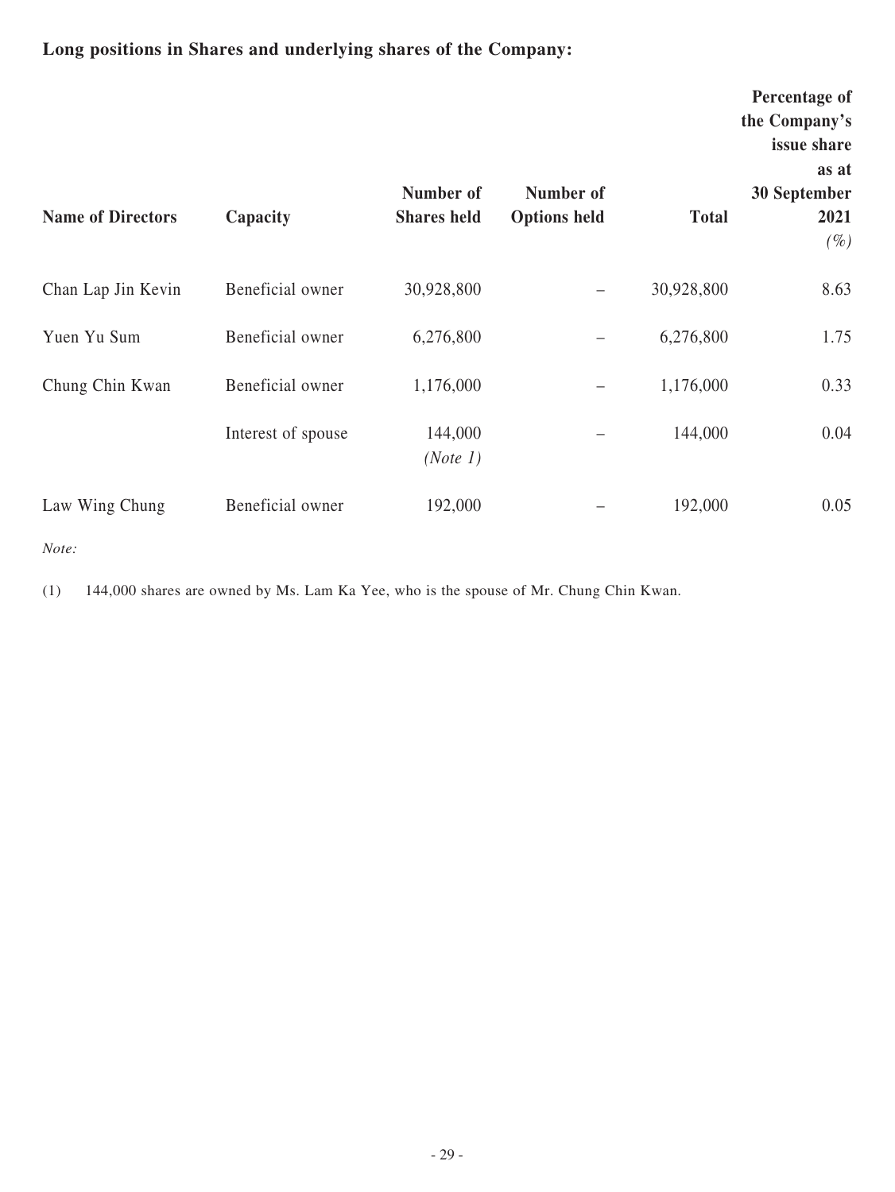**Long positions in Shares and underlying shares of the Company:**

| Name of Directors | Capacity | Number of Shares held | Number of Options held | Total | Percentage of the Company's issue share as at 30 September 2021 *(%)* |
|---|---|---|---|---|---|
| Chan Lap Jin Kevin | Beneficial owner | 30,928,800 | – | 30,928,800 | 8.63 |
| Yuen Yu Sum | Beneficial owner | 6,276,800 | – | 6,276,800 | 1.75 |
| Chung Chin Kwan | Beneficial owner | 1,176,000 | – | 1,176,000 | 0.33 |
| | Interest of spouse | 144,000 *(Note 1)* | – | 144,000 | 0.04 |
| Law Wing Chung | Beneficial owner | 192,000 | – | 192,000 | 0.05 |

*Note:*

(1) 144,000 shares are owned by Ms. Lam Ka Yee, who is the spouse of Mr. Chung Chin Kwan.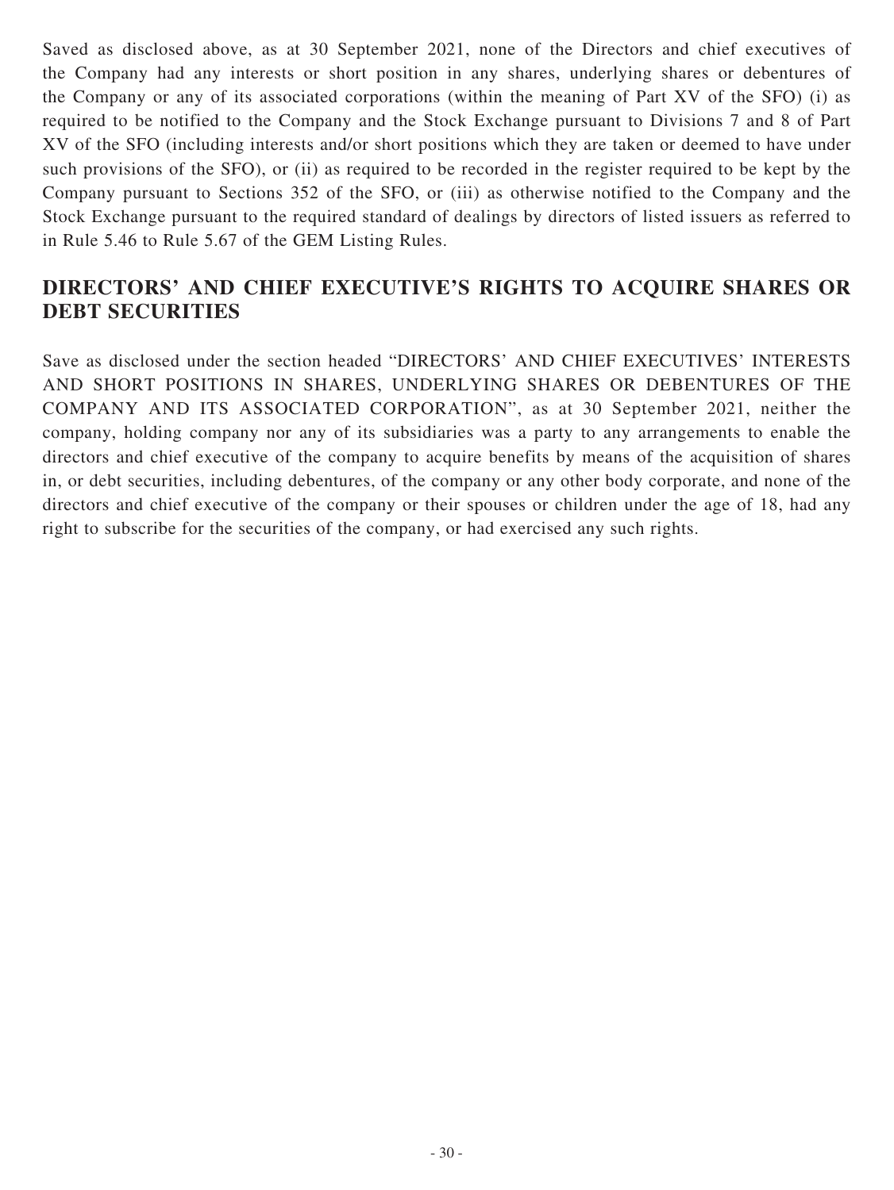Saved as disclosed above, as at 30 September 2021, none of the Directors and chief executives of the Company had any interests or short position in any shares, underlying shares or debentures of the Company or any of its associated corporations (within the meaning of Part XV of the SFO) (i) as required to be notified to the Company and the Stock Exchange pursuant to Divisions 7 and 8 of Part XV of the SFO (including interests and/or short positions which they are taken or deemed to have under such provisions of the SFO), or (ii) as required to be recorded in the register required to be kept by the Company pursuant to Sections 352 of the SFO, or (iii) as otherwise notified to the Company and the Stock Exchange pursuant to the required standard of dealings by directors of listed issuers as referred to in Rule 5.46 to Rule 5.67 of the GEM Listing Rules.

## DIRECTORS' AND CHIEF EXECUTIVE'S RIGHTS TO ACQUIRE SHARES OR DEBT SECURITIES

Save as disclosed under the section headed "DIRECTORS' AND CHIEF EXECUTIVES' INTERESTS AND SHORT POSITIONS IN SHARES, UNDERLYING SHARES OR DEBENTURES OF THE COMPANY AND ITS ASSOCIATED CORPORATION", as at 30 September 2021, neither the company, holding company nor any of its subsidiaries was a party to any arrangements to enable the directors and chief executive of the company to acquire benefits by means of the acquisition of shares in, or debt securities, including debentures, of the company or any other body corporate, and none of the directors and chief executive of the company or their spouses or children under the age of 18, had any right to subscribe for the securities of the company, or had exercised any such rights.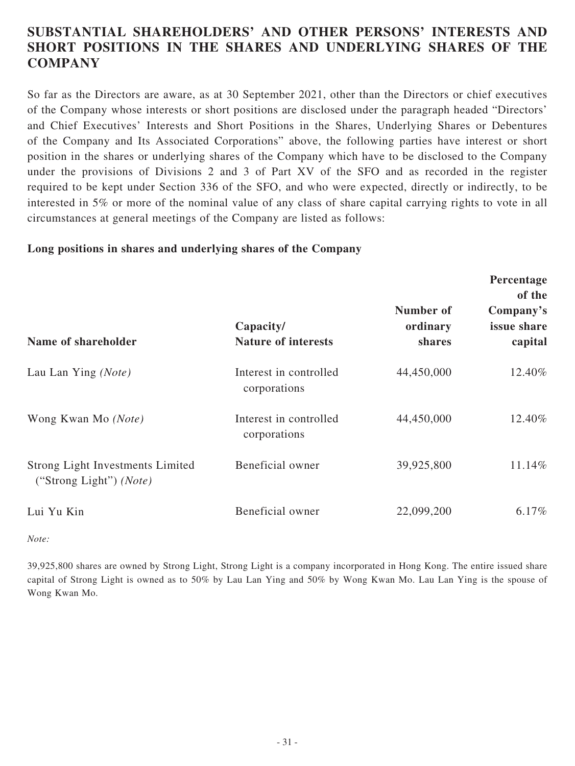## SUBSTANTIAL SHAREHOLDERS' AND OTHER PERSONS' INTERESTS AND SHORT POSITIONS IN THE SHARES AND UNDERLYING SHARES OF THE COMPANY

So far as the Directors are aware, as at 30 September 2021, other than the Directors or chief executives of the Company whose interests or short positions are disclosed under the paragraph headed "Directors' and Chief Executives' Interests and Short Positions in the Shares, Underlying Shares or Debentures of the Company and Its Associated Corporations" above, the following parties have interest or short position in the shares or underlying shares of the Company which have to be disclosed to the Company under the provisions of Divisions 2 and 3 of Part XV of the SFO and as recorded in the register required to be kept under Section 336 of the SFO, and who were expected, directly or indirectly, to be interested in 5% or more of the nominal value of any class of share capital carrying rights to vote in all circumstances at general meetings of the Company are listed as follows:

**Long positions in shares and underlying shares of the Company**

| Name of shareholder | Capacity/ Nature of interests | Number of ordinary shares | Percentage of the Company's issue share capital |
|---|---|---|---|
| Lau Lan Ying *(Note)* | Interest in controlled corporations | 44,450,000 | 12.40% |
| Wong Kwan Mo *(Note)* | Interest in controlled corporations | 44,450,000 | 12.40% |
| Strong Light Investments Limited ("Strong Light") *(Note)* | Beneficial owner | 39,925,800 | 11.14% |
| Lui Yu Kin | Beneficial owner | 22,099,200 | 6.17% |

*Note:*

39,925,800 shares are owned by Strong Light, Strong Light is a company incorporated in Hong Kong. The entire issued share capital of Strong Light is owned as to 50% by Lau Lan Ying and 50% by Wong Kwan Mo. Lau Lan Ying is the spouse of Wong Kwan Mo.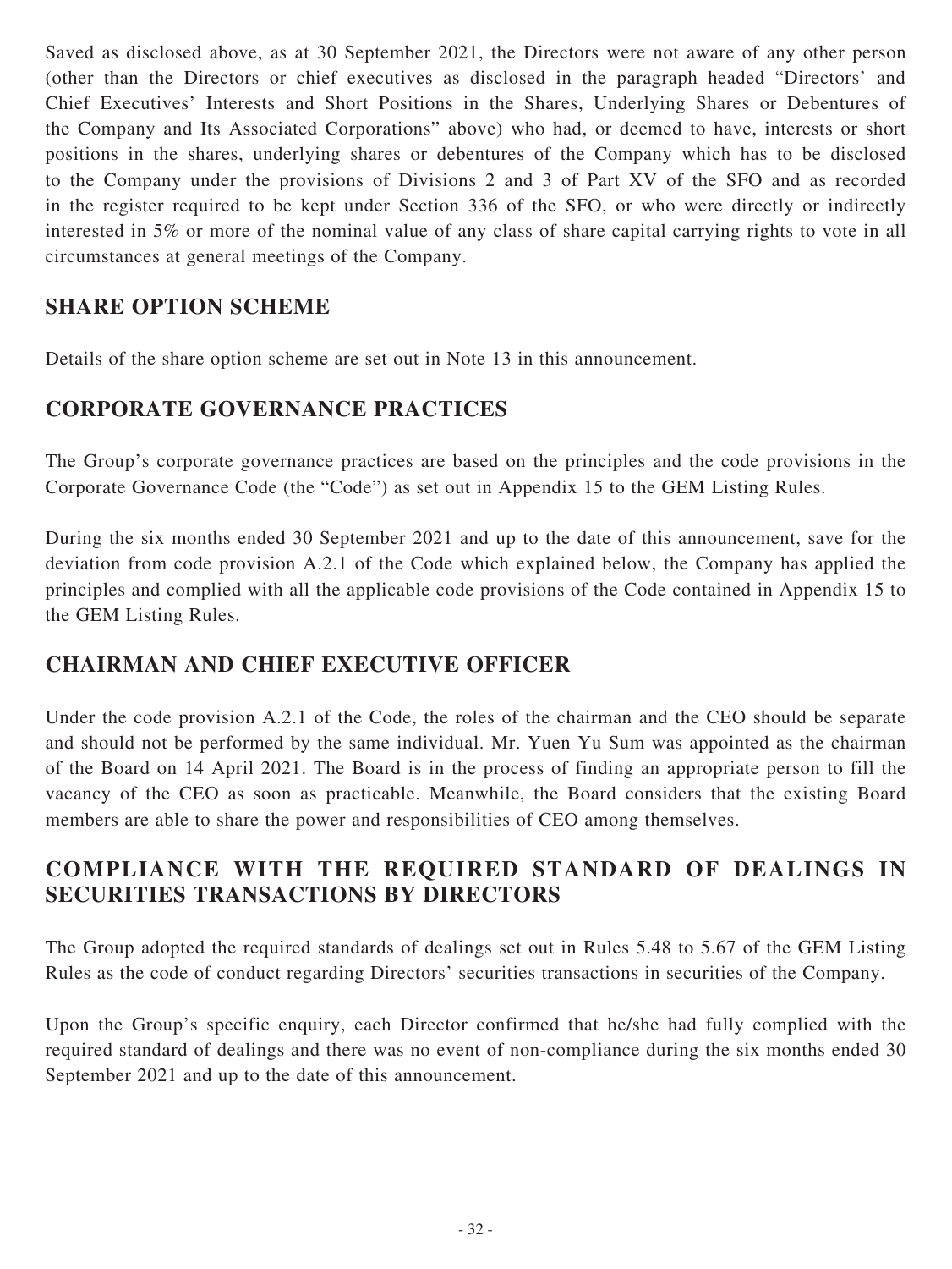Saved as disclosed above, as at 30 September 2021, the Directors were not aware of any other person (other than the Directors or chief executives as disclosed in the paragraph headed "Directors' and Chief Executives' Interests and Short Positions in the Shares, Underlying Shares or Debentures of the Company and Its Associated Corporations" above) who had, or deemed to have, interests or short positions in the shares, underlying shares or debentures of the Company which has to be disclosed to the Company under the provisions of Divisions 2 and 3 of Part XV of the SFO and as recorded in the register required to be kept under Section 336 of the SFO, or who were directly or indirectly interested in 5% or more of the nominal value of any class of share capital carrying rights to vote in all circumstances at general meetings of the Company.

## SHARE OPTION SCHEME

Details of the share option scheme are set out in Note 13 in this announcement.

## CORPORATE GOVERNANCE PRACTICES

The Group's corporate governance practices are based on the principles and the code provisions in the Corporate Governance Code (the "Code") as set out in Appendix 15 to the GEM Listing Rules.

During the six months ended 30 September 2021 and up to the date of this announcement, save for the deviation from code provision A.2.1 of the Code which explained below, the Company has applied the principles and complied with all the applicable code provisions of the Code contained in Appendix 15 to the GEM Listing Rules.

## CHAIRMAN AND CHIEF EXECUTIVE OFFICER

Under the code provision A.2.1 of the Code, the roles of the chairman and the CEO should be separate and should not be performed by the same individual. Mr. Yuen Yu Sum was appointed as the chairman of the Board on 14 April 2021. The Board is in the process of finding an appropriate person to fill the vacancy of the CEO as soon as practicable. Meanwhile, the Board considers that the existing Board members are able to share the power and responsibilities of CEO among themselves.

## COMPLIANCE WITH THE REQUIRED STANDARD OF DEALINGS IN SECURITIES TRANSACTIONS BY DIRECTORS

The Group adopted the required standards of dealings set out in Rules 5.48 to 5.67 of the GEM Listing Rules as the code of conduct regarding Directors' securities transactions in securities of the Company.

Upon the Group's specific enquiry, each Director confirmed that he/she had fully complied with the required standard of dealings and there was no event of non-compliance during the six months ended 30 September 2021 and up to the date of this announcement.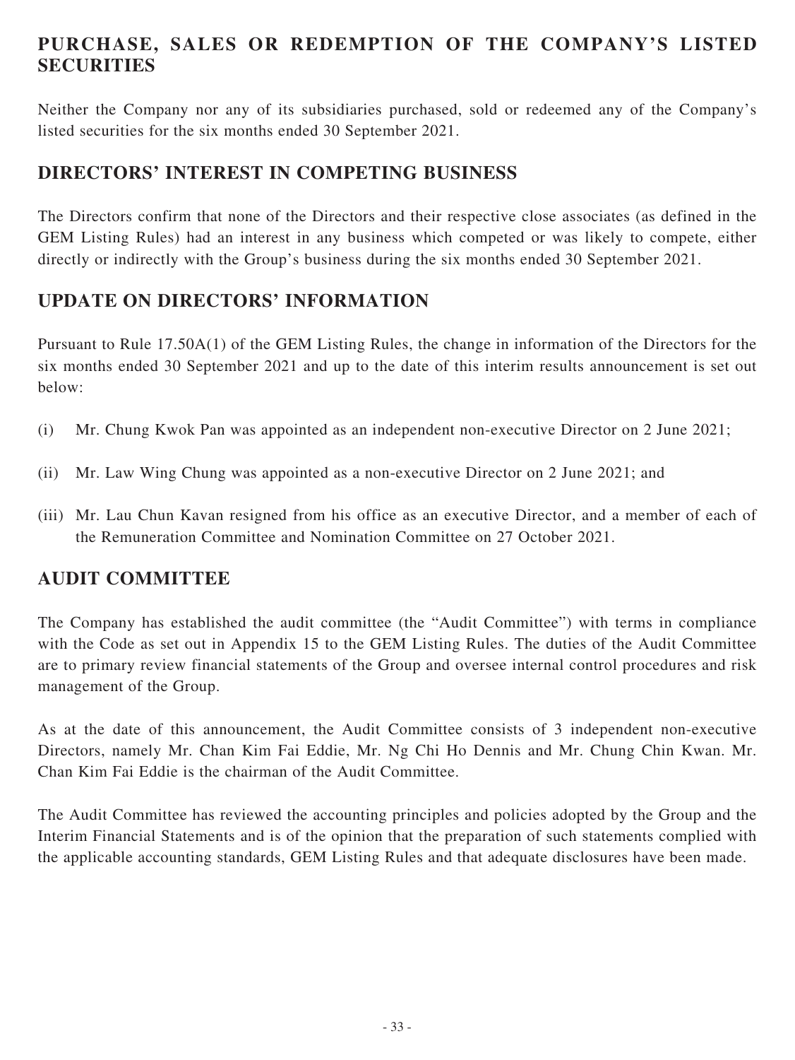## PURCHASE, SALES OR REDEMPTION OF THE COMPANY'S LISTED SECURITIES

Neither the Company nor any of its subsidiaries purchased, sold or redeemed any of the Company's listed securities for the six months ended 30 September 2021.

## DIRECTORS' INTEREST IN COMPETING BUSINESS

The Directors confirm that none of the Directors and their respective close associates (as defined in the GEM Listing Rules) had an interest in any business which competed or was likely to compete, either directly or indirectly with the Group's business during the six months ended 30 September 2021.

## UPDATE ON DIRECTORS' INFORMATION

Pursuant to Rule 17.50A(1) of the GEM Listing Rules, the change in information of the Directors for the six months ended 30 September 2021 and up to the date of this interim results announcement is set out below:

(i) Mr. Chung Kwok Pan was appointed as an independent non-executive Director on 2 June 2021;

(ii) Mr. Law Wing Chung was appointed as a non-executive Director on 2 June 2021; and

(iii) Mr. Lau Chun Kavan resigned from his office as an executive Director, and a member of each of the Remuneration Committee and Nomination Committee on 27 October 2021.

## AUDIT COMMITTEE

The Company has established the audit committee (the "Audit Committee") with terms in compliance with the Code as set out in Appendix 15 to the GEM Listing Rules. The duties of the Audit Committee are to primary review financial statements of the Group and oversee internal control procedures and risk management of the Group.

As at the date of this announcement, the Audit Committee consists of 3 independent non-executive Directors, namely Mr. Chan Kim Fai Eddie, Mr. Ng Chi Ho Dennis and Mr. Chung Chin Kwan. Mr. Chan Kim Fai Eddie is the chairman of the Audit Committee.

The Audit Committee has reviewed the accounting principles and policies adopted by the Group and the Interim Financial Statements and is of the opinion that the preparation of such statements complied with the applicable accounting standards, GEM Listing Rules and that adequate disclosures have been made.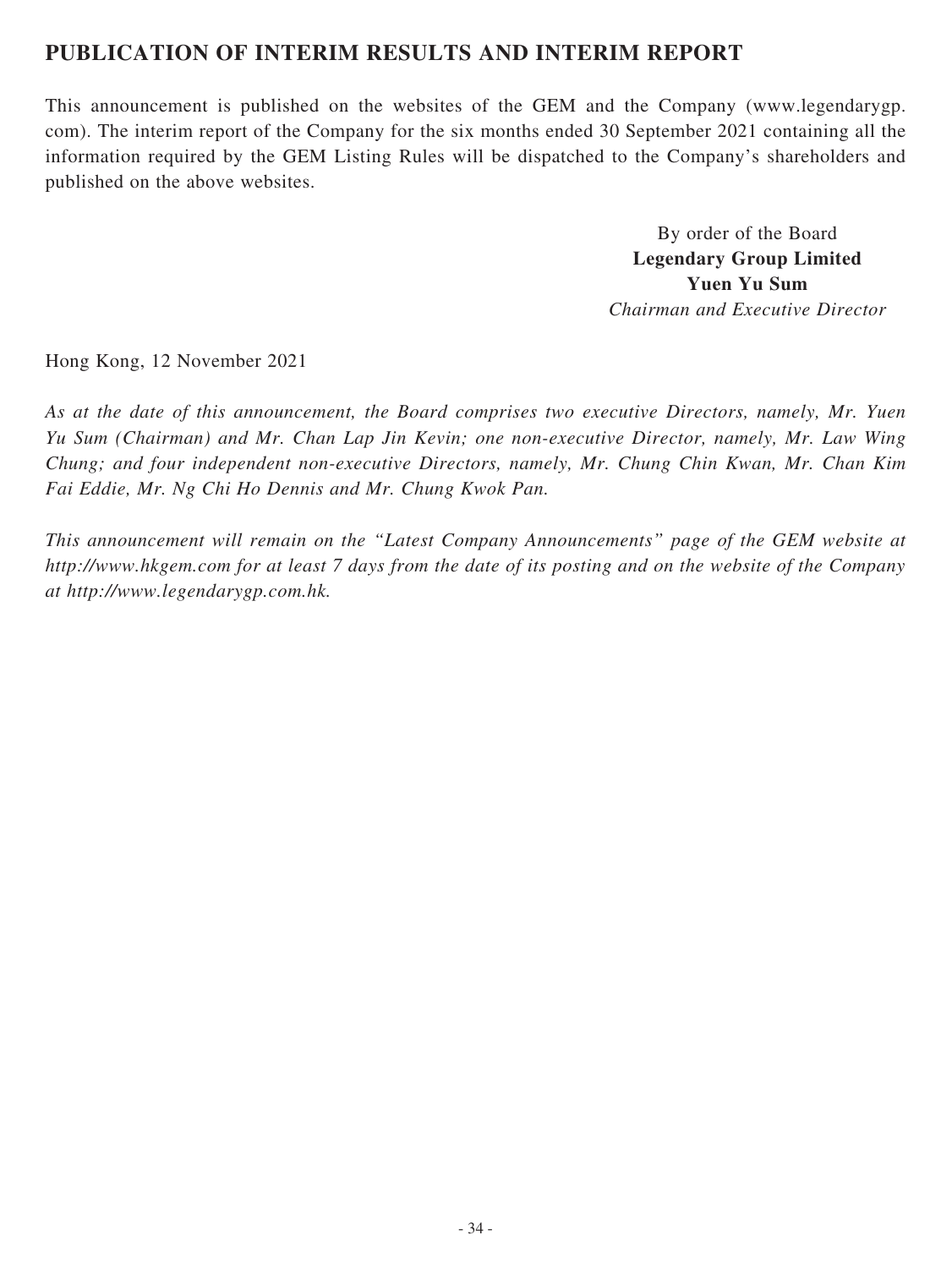## PUBLICATION OF INTERIM RESULTS AND INTERIM REPORT

This announcement is published on the websites of the GEM and the Company (www.legendarygp.com). The interim report of the Company for the six months ended 30 September 2021 containing all the information required by the GEM Listing Rules will be dispatched to the Company's shareholders and published on the above websites.

By order of the Board
**Legendary Group Limited**
**Yuen Yu Sum**
*Chairman and Executive Director*

Hong Kong, 12 November 2021

*As at the date of this announcement, the Board comprises two executive Directors, namely, Mr. Yuen Yu Sum (Chairman) and Mr. Chan Lap Jin Kevin; one non-executive Director, namely, Mr. Law Wing Chung; and four independent non-executive Directors, namely, Mr. Chung Chin Kwan, Mr. Chan Kim Fai Eddie, Mr. Ng Chi Ho Dennis and Mr. Chung Kwok Pan.*

*This announcement will remain on the "Latest Company Announcements" page of the GEM website at http://www.hkgem.com for at least 7 days from the date of its posting and on the website of the Company at http://www.legendarygp.com.hk.*